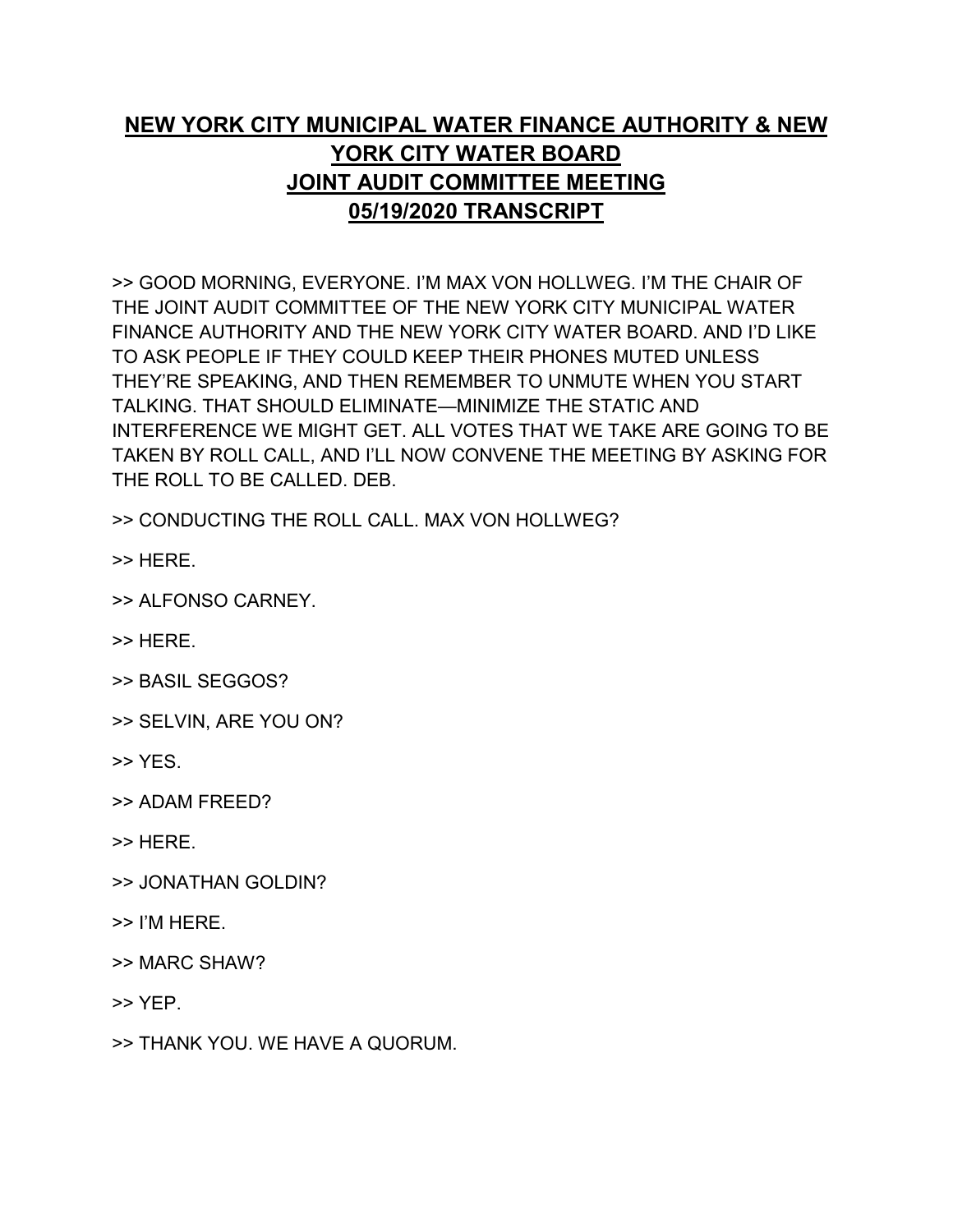# NEW YORK CITY MUNICIPAL WATER FINANCE AUTHORITY & NEW YORK CITY WATER BOARD JOINT AUDIT COMMITTEE MEETING 05/19/2020 TRANSCRIPT

>> GOOD MORNING, EVERYONE. I'M MAX VON HOLLWEG. I'M THE CHAIR OF THE JOINT AUDIT COMMITTEE OF THE NEW YORK CITY MUNICIPAL WATER FINANCE AUTHORITY AND THE NEW YORK CITY WATER BOARD. AND I'D LIKE TO ASK PEOPLE IF THEY COULD KEEP THEIR PHONES MUTED UNLESS THEY'RE SPEAKING, AND THEN REMEMBER TO UNMUTE WHEN YOU START TALKING. THAT SHOULD ELIMINATE—MINIMIZE THE STATIC AND INTERFERENCE WE MIGHT GET. ALL VOTES THAT WE TAKE ARE GOING TO BE TAKEN BY ROLL CALL, AND I'LL NOW CONVENE THE MEETING BY ASKING FOR THE ROLL TO BE CALLED. DEB.

>> CONDUCTING THE ROLL CALL. MAX VON HOLLWEG?

>> HERE.

>> ALFONSO CARNEY.

>> HERE.

>> BASIL SEGGOS?

>> SELVIN, ARE YOU ON?

>> YES.

>> ADAM FREED?

>> HERE.

>> JONATHAN GOLDIN?

>> I'M HERE.

>> MARC SHAW?

>> YEP.

>> THANK YOU. WE HAVE A QUORUM.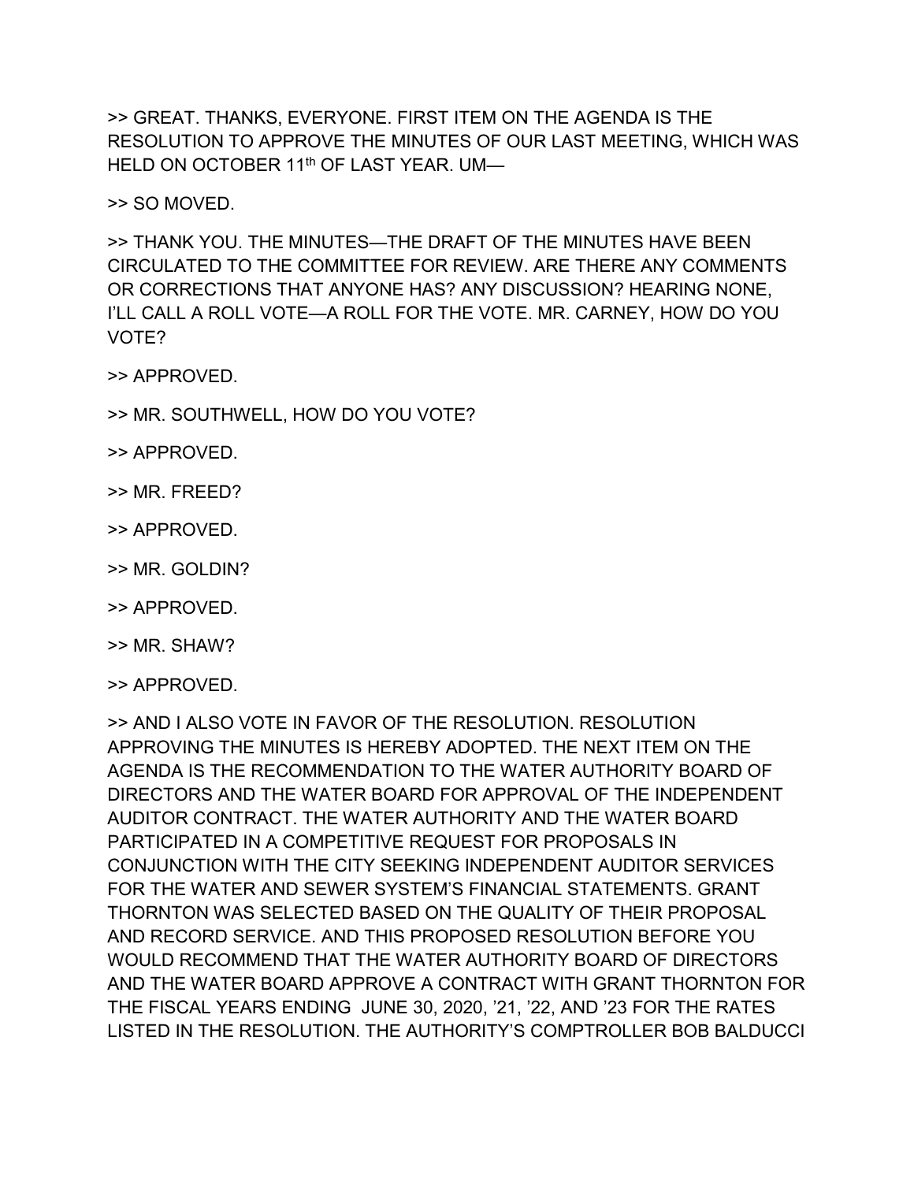>> GREAT. THANKS, EVERYONE. FIRST ITEM ON THE AGENDA IS THE RESOLUTION TO APPROVE THE MINUTES OF OUR LAST MEETING, WHICH WAS HELD ON OCTOBER 11th OF LAST YEAR. UM—

>> SO MOVED.

>> THANK YOU. THE MINUTES—THE DRAFT OF THE MINUTES HAVE BEEN CIRCULATED TO THE COMMITTEE FOR REVIEW. ARE THERE ANY COMMENTS OR CORRECTIONS THAT ANYONE HAS? ANY DISCUSSION? HEARING NONE, I'LL CALL A ROLL VOTE—A ROLL FOR THE VOTE. MR. CARNEY, HOW DO YOU VOTE?

>> APPROVED.

>> MR. SOUTHWELL, HOW DO YOU VOTE?

>> APPROVED.

>> MR. FREED?

>> APPROVED.

>> MR. GOLDIN?

>> APPROVED.

>> MR. SHAW?

>> APPROVED.

>> AND I ALSO VOTE IN FAVOR OF THE RESOLUTION. RESOLUTION APPROVING THE MINUTES IS HEREBY ADOPTED. THE NEXT ITEM ON THE AGENDA IS THE RECOMMENDATION TO THE WATER AUTHORITY BOARD OF DIRECTORS AND THE WATER BOARD FOR APPROVAL OF THE INDEPENDENT AUDITOR CONTRACT. THE WATER AUTHORITY AND THE WATER BOARD PARTICIPATED IN A COMPETITIVE REQUEST FOR PROPOSALS IN CONJUNCTION WITH THE CITY SEEKING INDEPENDENT AUDITOR SERVICES FOR THE WATER AND SEWER SYSTEM'S FINANCIAL STATEMENTS. GRANT THORNTON WAS SELECTED BASED ON THE QUALITY OF THEIR PROPOSAL AND RECORD SERVICE. AND THIS PROPOSED RESOLUTION BEFORE YOU WOULD RECOMMEND THAT THE WATER AUTHORITY BOARD OF DIRECTORS AND THE WATER BOARD APPROVE A CONTRACT WITH GRANT THORNTON FOR THE FISCAL YEARS ENDING JUNE 30, 2020, '21, '22, AND '23 FOR THE RATES LISTED IN THE RESOLUTION. THE AUTHORITY'S COMPTROLLER BOB BALDUCCI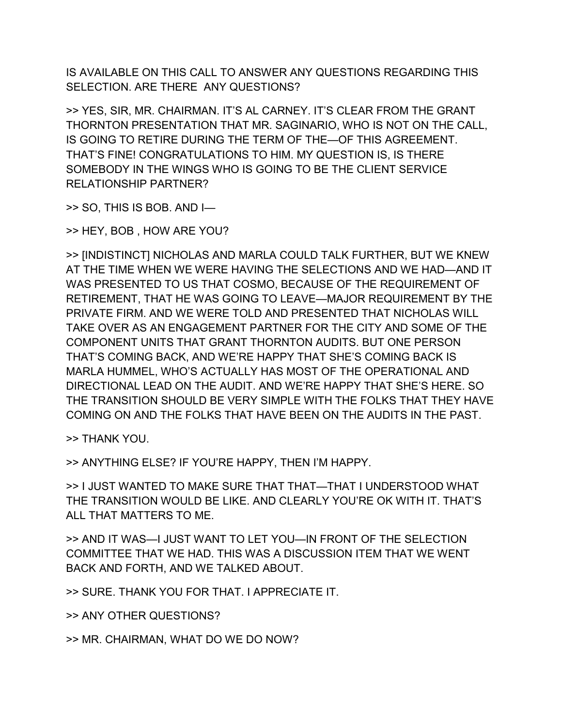IS AVAILABLE ON THIS CALL TO ANSWER ANY QUESTIONS REGARDING THIS SELECTION. ARE THERE  ANY QUESTIONS?

>> YES, SIR, MR. CHAIRMAN. IT'S AL CARNEY. IT'S CLEAR FROM THE GRANT THORNTON PRESENTATION THAT MR. SAGINARIO, WHO IS NOT ON THE CALL, IS GOING TO RETIRE DURING THE TERM OF THE—OF THIS AGREEMENT. THAT'S FINE! CONGRATULATIONS TO HIM. MY QUESTION IS, IS THERE SOMEBODY IN THE WINGS WHO IS GOING TO BE THE CLIENT SERVICE RELATIONSHIP PARTNER?

>> SO, THIS IS BOB. AND I—

>> HEY, BOB , HOW ARE YOU?

>> [INDISTINCT] NICHOLAS AND MARLA COULD TALK FURTHER, BUT WE KNEW AT THE TIME WHEN WE WERE HAVING THE SELECTIONS AND WE HAD—AND IT WAS PRESENTED TO US THAT COSMO, BECAUSE OF THE REQUIREMENT OF RETIREMENT, THAT HE WAS GOING TO LEAVE—MAJOR REQUIREMENT BY THE PRIVATE FIRM. AND WE WERE TOLD AND PRESENTED THAT NICHOLAS WILL TAKE OVER AS AN ENGAGEMENT PARTNER FOR THE CITY AND SOME OF THE COMPONENT UNITS THAT GRANT THORNTON AUDITS. BUT ONE PERSON THAT'S COMING BACK, AND WE'RE HAPPY THAT SHE'S COMING BACK IS MARLA HUMMEL, WHO'S ACTUALLY HAS MOST OF THE OPERATIONAL AND DIRECTIONAL LEAD ON THE AUDIT. AND WE'RE HAPPY THAT SHE'S HERE. SO THE TRANSITION SHOULD BE VERY SIMPLE WITH THE FOLKS THAT THEY HAVE COMING ON AND THE FOLKS THAT HAVE BEEN ON THE AUDITS IN THE PAST.

>> THANK YOU.

>> ANYTHING ELSE? IF YOU'RE HAPPY, THEN I'M HAPPY.

>> I JUST WANTED TO MAKE SURE THAT THAT—THAT I UNDERSTOOD WHAT THE TRANSITION WOULD BE LIKE. AND CLEARLY YOU'RE OK WITH IT. THAT'S ALL THAT MATTERS TO ME.

>> AND IT WAS—I JUST WANT TO LET YOU—IN FRONT OF THE SELECTION COMMITTEE THAT WE HAD. THIS WAS A DISCUSSION ITEM THAT WE WENT BACK AND FORTH, AND WE TALKED ABOUT.

>> SURE. THANK YOU FOR THAT. I APPRECIATE IT.

>> ANY OTHER QUESTIONS?

>> MR. CHAIRMAN, WHAT DO WE DO NOW?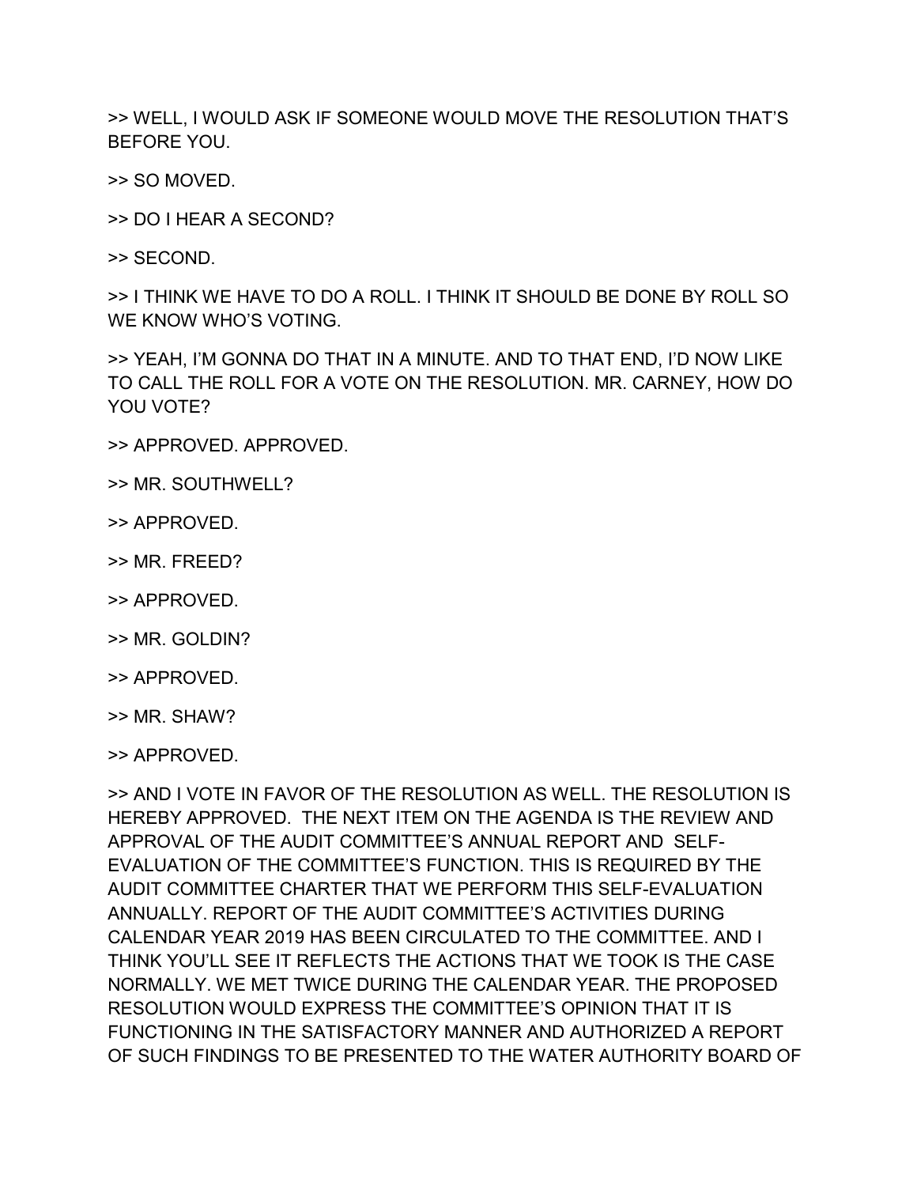>> WELL, I WOULD ASK IF SOMEONE WOULD MOVE THE RESOLUTION THAT'S BEFORE YOU.

>> SO MOVED.

>> DO I HEAR A SECOND?

>> SECOND.

>> I THINK WE HAVE TO DO A ROLL. I THINK IT SHOULD BE DONE BY ROLL SO WE KNOW WHO'S VOTING.

>> YEAH, I'M GONNA DO THAT IN A MINUTE. AND TO THAT END, I'D NOW LIKE TO CALL THE ROLL FOR A VOTE ON THE RESOLUTION. MR. CARNEY, HOW DO YOU VOTE?

>> APPROVED. APPROVED.

>> MR. SOUTHWELL?

>> APPROVED.

>> MR. FREED?

>> APPROVED.

>> MR. GOLDIN?

>> APPROVED.

>> MR. SHAW?

>> APPROVED.

>> AND I VOTE IN FAVOR OF THE RESOLUTION AS WELL. THE RESOLUTION IS HEREBY APPROVED. THE NEXT ITEM ON THE AGENDA IS THE REVIEW AND APPROVAL OF THE AUDIT COMMITTEE'S ANNUAL REPORT AND SELF-EVALUATION OF THE COMMITTEE'S FUNCTION. THIS IS REQUIRED BY THE AUDIT COMMITTEE CHARTER THAT WE PERFORM THIS SELF-EVALUATION ANNUALLY. REPORT OF THE AUDIT COMMITTEE'S ACTIVITIES DURING CALENDAR YEAR 2019 HAS BEEN CIRCULATED TO THE COMMITTEE. AND I THINK YOU'LL SEE IT REFLECTS THE ACTIONS THAT WE TOOK IS THE CASE NORMALLY. WE MET TWICE DURING THE CALENDAR YEAR. THE PROPOSED RESOLUTION WOULD EXPRESS THE COMMITTEE'S OPINION THAT IT IS FUNCTIONING IN THE SATISFACTORY MANNER AND AUTHORIZED A REPORT OF SUCH FINDINGS TO BE PRESENTED TO THE WATER AUTHORITY BOARD OF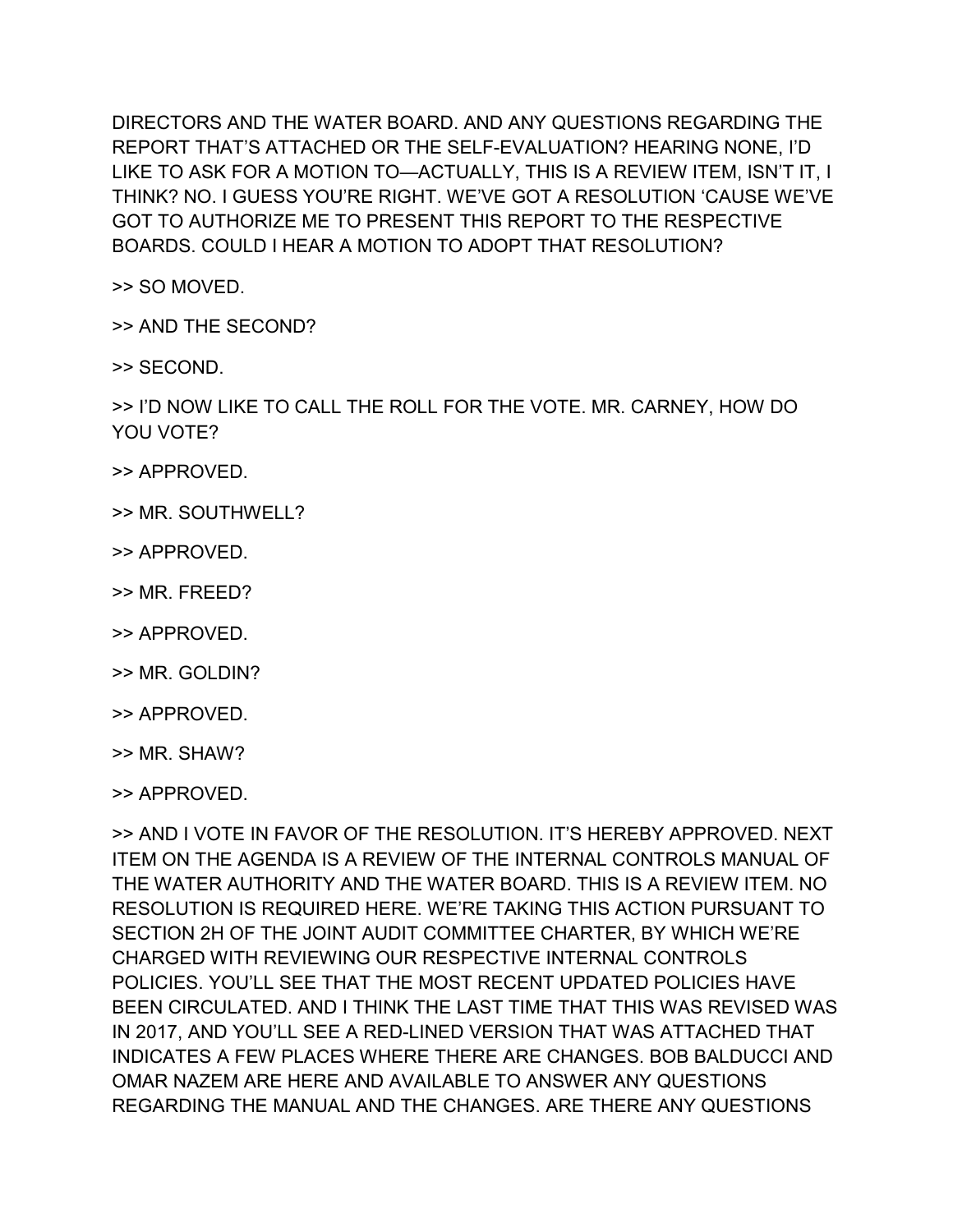DIRECTORS AND THE WATER BOARD. AND ANY QUESTIONS REGARDING THE REPORT THAT'S ATTACHED OR THE SELF-EVALUATION? HEARING NONE, I'D LIKE TO ASK FOR A MOTION TO—ACTUALLY, THIS IS A REVIEW ITEM, ISN'T IT, I THINK? NO. I GUESS YOU'RE RIGHT. WE'VE GOT A RESOLUTION 'CAUSE WE'VE GOT TO AUTHORIZE ME TO PRESENT THIS REPORT TO THE RESPECTIVE BOARDS. COULD I HEAR A MOTION TO ADOPT THAT RESOLUTION?

>> SO MOVED.

>> AND THE SECOND?

>> SECOND.

>> I'D NOW LIKE TO CALL THE ROLL FOR THE VOTE. MR. CARNEY, HOW DO YOU VOTE?

>> APPROVED.

>> MR. SOUTHWELL?

>> APPROVED.

>> MR. FREED?

>> APPROVED.

>> MR. GOLDIN?

>> APPROVED.

>> MR. SHAW?

>> APPROVED.

>> AND I VOTE IN FAVOR OF THE RESOLUTION. IT'S HEREBY APPROVED. NEXT ITEM ON THE AGENDA IS A REVIEW OF THE INTERNAL CONTROLS MANUAL OF THE WATER AUTHORITY AND THE WATER BOARD. THIS IS A REVIEW ITEM. NO RESOLUTION IS REQUIRED HERE. WE'RE TAKING THIS ACTION PURSUANT TO SECTION 2H OF THE JOINT AUDIT COMMITTEE CHARTER, BY WHICH WE'RE CHARGED WITH REVIEWING OUR RESPECTIVE INTERNAL CONTROLS POLICIES. YOU'LL SEE THAT THE MOST RECENT UPDATED POLICIES HAVE BEEN CIRCULATED. AND I THINK THE LAST TIME THAT THIS WAS REVISED WAS IN 2017, AND YOU'LL SEE A RED-LINED VERSION THAT WAS ATTACHED THAT INDICATES A FEW PLACES WHERE THERE ARE CHANGES. BOB BALDUCCI AND OMAR NAZEM ARE HERE AND AVAILABLE TO ANSWER ANY QUESTIONS REGARDING THE MANUAL AND THE CHANGES. ARE THERE ANY QUESTIONS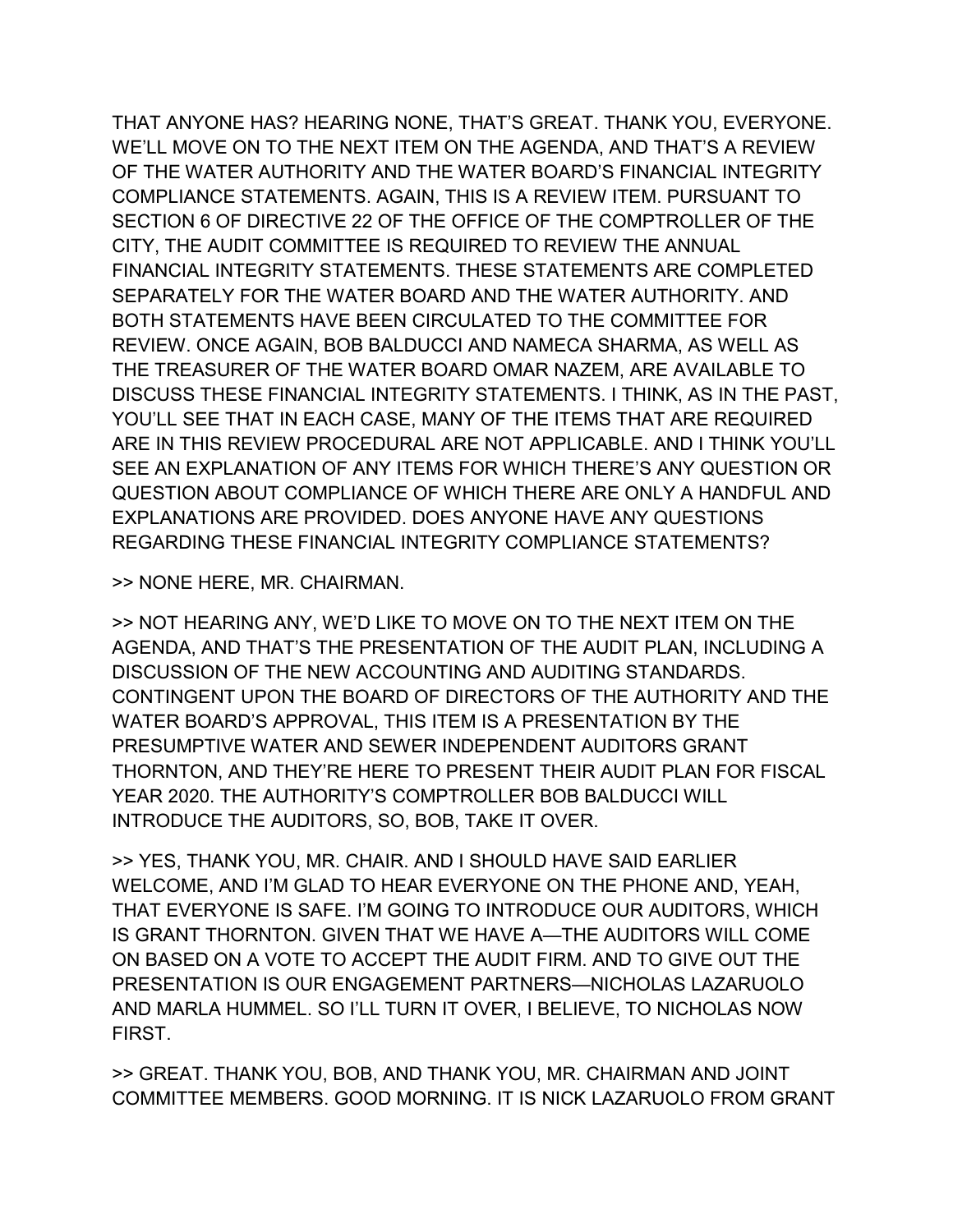THAT ANYONE HAS? HEARING NONE, THAT'S GREAT. THANK YOU, EVERYONE. WE'LL MOVE ON TO THE NEXT ITEM ON THE AGENDA, AND THAT'S A REVIEW OF THE WATER AUTHORITY AND THE WATER BOARD'S FINANCIAL INTEGRITY COMPLIANCE STATEMENTS. AGAIN, THIS IS A REVIEW ITEM. PURSUANT TO SECTION 6 OF DIRECTIVE 22 OF THE OFFICE OF THE COMPTROLLER OF THE CITY, THE AUDIT COMMITTEE IS REQUIRED TO REVIEW THE ANNUAL FINANCIAL INTEGRITY STATEMENTS. THESE STATEMENTS ARE COMPLETED SEPARATELY FOR THE WATER BOARD AND THE WATER AUTHORITY. AND BOTH STATEMENTS HAVE BEEN CIRCULATED TO THE COMMITTEE FOR REVIEW. ONCE AGAIN, BOB BALDUCCI AND NAMECA SHARMA, AS WELL AS THE TREASURER OF THE WATER BOARD OMAR NAZEM, ARE AVAILABLE TO DISCUSS THESE FINANCIAL INTEGRITY STATEMENTS. I THINK, AS IN THE PAST, YOU'LL SEE THAT IN EACH CASE, MANY OF THE ITEMS THAT ARE REQUIRED ARE IN THIS REVIEW PROCEDURAL ARE NOT APPLICABLE. AND I THINK YOU'LL SEE AN EXPLANATION OF ANY ITEMS FOR WHICH THERE'S ANY QUESTION OR QUESTION ABOUT COMPLIANCE OF WHICH THERE ARE ONLY A HANDFUL AND EXPLANATIONS ARE PROVIDED. DOES ANYONE HAVE ANY QUESTIONS REGARDING THESE FINANCIAL INTEGRITY COMPLIANCE STATEMENTS?

>> NONE HERE, MR. CHAIRMAN.

>> NOT HEARING ANY, WE'D LIKE TO MOVE ON TO THE NEXT ITEM ON THE AGENDA, AND THAT'S THE PRESENTATION OF THE AUDIT PLAN, INCLUDING A DISCUSSION OF THE NEW ACCOUNTING AND AUDITING STANDARDS. CONTINGENT UPON THE BOARD OF DIRECTORS OF THE AUTHORITY AND THE WATER BOARD'S APPROVAL, THIS ITEM IS A PRESENTATION BY THE PRESUMPTIVE WATER AND SEWER INDEPENDENT AUDITORS GRANT THORNTON, AND THEY'RE HERE TO PRESENT THEIR AUDIT PLAN FOR FISCAL YEAR 2020. THE AUTHORITY'S COMPTROLLER BOB BALDUCCI WILL INTRODUCE THE AUDITORS, SO, BOB, TAKE IT OVER.

>> YES, THANK YOU, MR. CHAIR. AND I SHOULD HAVE SAID EARLIER WELCOME, AND I'M GLAD TO HEAR EVERYONE ON THE PHONE AND, YEAH, THAT EVERYONE IS SAFE. I'M GOING TO INTRODUCE OUR AUDITORS, WHICH IS GRANT THORNTON. GIVEN THAT WE HAVE A—THE AUDITORS WILL COME ON BASED ON A VOTE TO ACCEPT THE AUDIT FIRM. AND TO GIVE OUT THE PRESENTATION IS OUR ENGAGEMENT PARTNERS—NICHOLAS LAZARUOLO AND MARLA HUMMEL. SO I'LL TURN IT OVER, I BELIEVE, TO NICHOLAS NOW FIRST.

>> GREAT. THANK YOU, BOB, AND THANK YOU, MR. CHAIRMAN AND JOINT COMMITTEE MEMBERS. GOOD MORNING. IT IS NICK LAZARUOLO FROM GRANT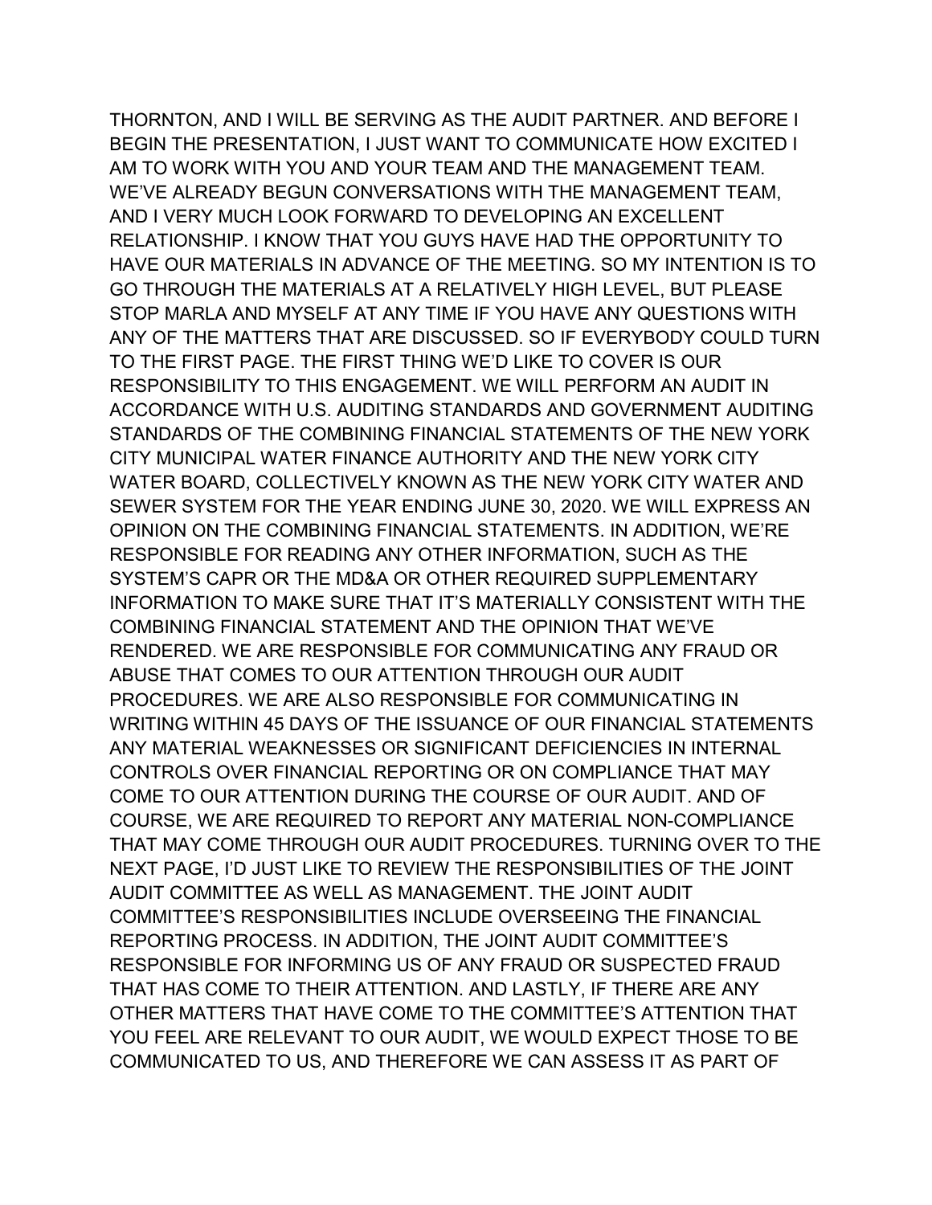THORNTON, AND I WILL BE SERVING AS THE AUDIT PARTNER. AND BEFORE I BEGIN THE PRESENTATION, I JUST WANT TO COMMUNICATE HOW EXCITED I AM TO WORK WITH YOU AND YOUR TEAM AND THE MANAGEMENT TEAM. WE'VE ALREADY BEGUN CONVERSATIONS WITH THE MANAGEMENT TEAM, AND I VERY MUCH LOOK FORWARD TO DEVELOPING AN EXCELLENT RELATIONSHIP. I KNOW THAT YOU GUYS HAVE HAD THE OPPORTUNITY TO HAVE OUR MATERIALS IN ADVANCE OF THE MEETING. SO MY INTENTION IS TO GO THROUGH THE MATERIALS AT A RELATIVELY HIGH LEVEL, BUT PLEASE STOP MARLA AND MYSELF AT ANY TIME IF YOU HAVE ANY QUESTIONS WITH ANY OF THE MATTERS THAT ARE DISCUSSED. SO IF EVERYBODY COULD TURN TO THE FIRST PAGE. THE FIRST THING WE'D LIKE TO COVER IS OUR RESPONSIBILITY TO THIS ENGAGEMENT. WE WILL PERFORM AN AUDIT IN ACCORDANCE WITH U.S. AUDITING STANDARDS AND GOVERNMENT AUDITING STANDARDS OF THE COMBINING FINANCIAL STATEMENTS OF THE NEW YORK CITY MUNICIPAL WATER FINANCE AUTHORITY AND THE NEW YORK CITY WATER BOARD, COLLECTIVELY KNOWN AS THE NEW YORK CITY WATER AND SEWER SYSTEM FOR THE YEAR ENDING JUNE 30, 2020. WE WILL EXPRESS AN OPINION ON THE COMBINING FINANCIAL STATEMENTS. IN ADDITION, WE'RE RESPONSIBLE FOR READING ANY OTHER INFORMATION, SUCH AS THE SYSTEM'S CAPR OR THE MD&A OR OTHER REQUIRED SUPPLEMENTARY INFORMATION TO MAKE SURE THAT IT'S MATERIALLY CONSISTENT WITH THE COMBINING FINANCIAL STATEMENT AND THE OPINION THAT WE'VE RENDERED. WE ARE RESPONSIBLE FOR COMMUNICATING ANY FRAUD OR ABUSE THAT COMES TO OUR ATTENTION THROUGH OUR AUDIT PROCEDURES. WE ARE ALSO RESPONSIBLE FOR COMMUNICATING IN WRITING WITHIN 45 DAYS OF THE ISSUANCE OF OUR FINANCIAL STATEMENTS ANY MATERIAL WEAKNESSES OR SIGNIFICANT DEFICIENCIES IN INTERNAL CONTROLS OVER FINANCIAL REPORTING OR ON COMPLIANCE THAT MAY COME TO OUR ATTENTION DURING THE COURSE OF OUR AUDIT. AND OF COURSE, WE ARE REQUIRED TO REPORT ANY MATERIAL NON-COMPLIANCE THAT MAY COME THROUGH OUR AUDIT PROCEDURES. TURNING OVER TO THE NEXT PAGE, I'D JUST LIKE TO REVIEW THE RESPONSIBILITIES OF THE JOINT AUDIT COMMITTEE AS WELL AS MANAGEMENT. THE JOINT AUDIT COMMITTEE'S RESPONSIBILITIES INCLUDE OVERSEEING THE FINANCIAL REPORTING PROCESS. IN ADDITION, THE JOINT AUDIT COMMITTEE'S RESPONSIBLE FOR INFORMING US OF ANY FRAUD OR SUSPECTED FRAUD THAT HAS COME TO THEIR ATTENTION. AND LASTLY, IF THERE ARE ANY OTHER MATTERS THAT HAVE COME TO THE COMMITTEE'S ATTENTION THAT YOU FEEL ARE RELEVANT TO OUR AUDIT, WE WOULD EXPECT THOSE TO BE COMMUNICATED TO US, AND THEREFORE WE CAN ASSESS IT AS PART OF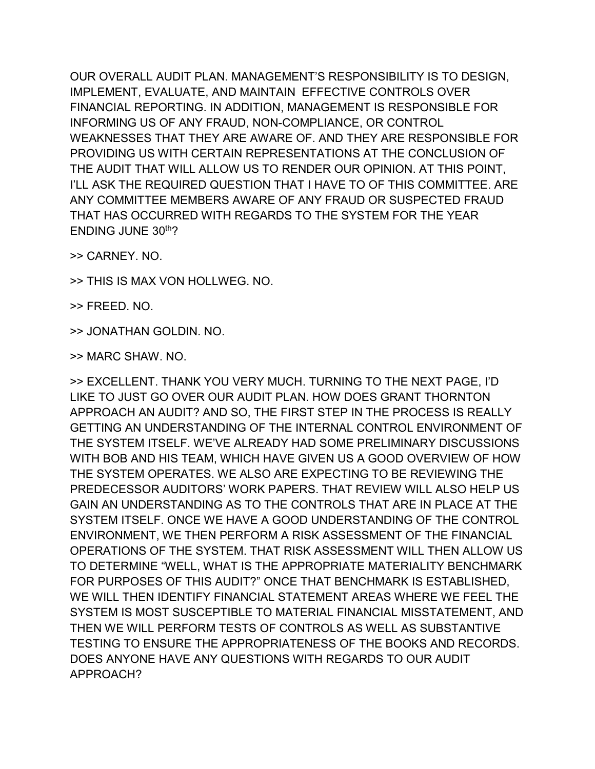OUR OVERALL AUDIT PLAN. MANAGEMENT'S RESPONSIBILITY IS TO DESIGN, IMPLEMENT, EVALUATE, AND MAINTAIN EFFECTIVE CONTROLS OVER FINANCIAL REPORTING. IN ADDITION, MANAGEMENT IS RESPONSIBLE FOR INFORMING US OF ANY FRAUD, NON-COMPLIANCE, OR CONTROL WEAKNESSES THAT THEY ARE AWARE OF. AND THEY ARE RESPONSIBLE FOR PROVIDING US WITH CERTAIN REPRESENTATIONS AT THE CONCLUSION OF THE AUDIT THAT WILL ALLOW US TO RENDER OUR OPINION. AT THIS POINT, I'LL ASK THE REQUIRED QUESTION THAT I HAVE TO OF THIS COMMITTEE. ARE ANY COMMITTEE MEMBERS AWARE OF ANY FRAUD OR SUSPECTED FRAUD THAT HAS OCCURRED WITH REGARDS TO THE SYSTEM FOR THE YEAR ENDING JUNE 30th?

>> CARNEY. NO.

>> THIS IS MAX VON HOLLWEG. NO.

>> FREED. NO.

>> JONATHAN GOLDIN. NO.

>> MARC SHAW. NO.

>> EXCELLENT. THANK YOU VERY MUCH. TURNING TO THE NEXT PAGE, I'D LIKE TO JUST GO OVER OUR AUDIT PLAN. HOW DOES GRANT THORNTON APPROACH AN AUDIT? AND SO, THE FIRST STEP IN THE PROCESS IS REALLY GETTING AN UNDERSTANDING OF THE INTERNAL CONTROL ENVIRONMENT OF THE SYSTEM ITSELF. WE'VE ALREADY HAD SOME PRELIMINARY DISCUSSIONS WITH BOB AND HIS TEAM, WHICH HAVE GIVEN US A GOOD OVERVIEW OF HOW THE SYSTEM OPERATES. WE ALSO ARE EXPECTING TO BE REVIEWING THE PREDECESSOR AUDITORS' WORK PAPERS. THAT REVIEW WILL ALSO HELP US GAIN AN UNDERSTANDING AS TO THE CONTROLS THAT ARE IN PLACE AT THE SYSTEM ITSELF. ONCE WE HAVE A GOOD UNDERSTANDING OF THE CONTROL ENVIRONMENT, WE THEN PERFORM A RISK ASSESSMENT OF THE FINANCIAL OPERATIONS OF THE SYSTEM. THAT RISK ASSESSMENT WILL THEN ALLOW US TO DETERMINE "WELL, WHAT IS THE APPROPRIATE MATERIALITY BENCHMARK FOR PURPOSES OF THIS AUDIT?" ONCE THAT BENCHMARK IS ESTABLISHED, WE WILL THEN IDENTIFY FINANCIAL STATEMENT AREAS WHERE WE FEEL THE SYSTEM IS MOST SUSCEPTIBLE TO MATERIAL FINANCIAL MISSTATEMENT, AND THEN WE WILL PERFORM TESTS OF CONTROLS AS WELL AS SUBSTANTIVE TESTING TO ENSURE THE APPROPRIATENESS OF THE BOOKS AND RECORDS. DOES ANYONE HAVE ANY QUESTIONS WITH REGARDS TO OUR AUDIT APPROACH?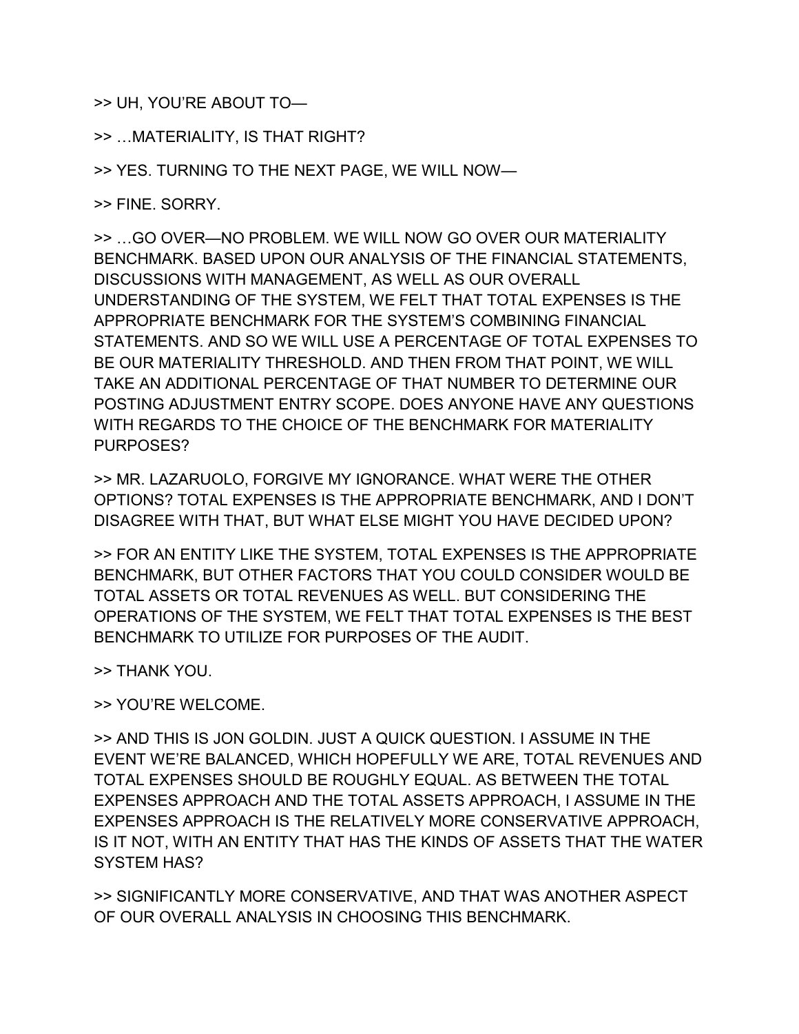>> UH, YOU'RE ABOUT TO—

>> …MATERIALITY, IS THAT RIGHT?

>> YES. TURNING TO THE NEXT PAGE, WE WILL NOW—

>> FINE. SORRY.

>> …GO OVER—NO PROBLEM. WE WILL NOW GO OVER OUR MATERIALITY BENCHMARK. BASED UPON OUR ANALYSIS OF THE FINANCIAL STATEMENTS, DISCUSSIONS WITH MANAGEMENT, AS WELL AS OUR OVERALL UNDERSTANDING OF THE SYSTEM, WE FELT THAT TOTAL EXPENSES IS THE APPROPRIATE BENCHMARK FOR THE SYSTEM'S COMBINING FINANCIAL STATEMENTS. AND SO WE WILL USE A PERCENTAGE OF TOTAL EXPENSES TO BE OUR MATERIALITY THRESHOLD. AND THEN FROM THAT POINT, WE WILL TAKE AN ADDITIONAL PERCENTAGE OF THAT NUMBER TO DETERMINE OUR POSTING ADJUSTMENT ENTRY SCOPE. DOES ANYONE HAVE ANY QUESTIONS WITH REGARDS TO THE CHOICE OF THE BENCHMARK FOR MATERIALITY PURPOSES?

>> MR. LAZARUOLO, FORGIVE MY IGNORANCE. WHAT WERE THE OTHER OPTIONS? TOTAL EXPENSES IS THE APPROPRIATE BENCHMARK, AND I DON'T DISAGREE WITH THAT, BUT WHAT ELSE MIGHT YOU HAVE DECIDED UPON?

>> FOR AN ENTITY LIKE THE SYSTEM, TOTAL EXPENSES IS THE APPROPRIATE BENCHMARK, BUT OTHER FACTORS THAT YOU COULD CONSIDER WOULD BE TOTAL ASSETS OR TOTAL REVENUES AS WELL. BUT CONSIDERING THE OPERATIONS OF THE SYSTEM, WE FELT THAT TOTAL EXPENSES IS THE BEST BENCHMARK TO UTILIZE FOR PURPOSES OF THE AUDIT.

>> THANK YOU.

>> YOU'RE WELCOME.

>> AND THIS IS JON GOLDIN. JUST A QUICK QUESTION. I ASSUME IN THE EVENT WE'RE BALANCED, WHICH HOPEFULLY WE ARE, TOTAL REVENUES AND TOTAL EXPENSES SHOULD BE ROUGHLY EQUAL. AS BETWEEN THE TOTAL EXPENSES APPROACH AND THE TOTAL ASSETS APPROACH, I ASSUME IN THE EXPENSES APPROACH IS THE RELATIVELY MORE CONSERVATIVE APPROACH, IS IT NOT, WITH AN ENTITY THAT HAS THE KINDS OF ASSETS THAT THE WATER SYSTEM HAS?

>> SIGNIFICANTLY MORE CONSERVATIVE, AND THAT WAS ANOTHER ASPECT OF OUR OVERALL ANALYSIS IN CHOOSING THIS BENCHMARK.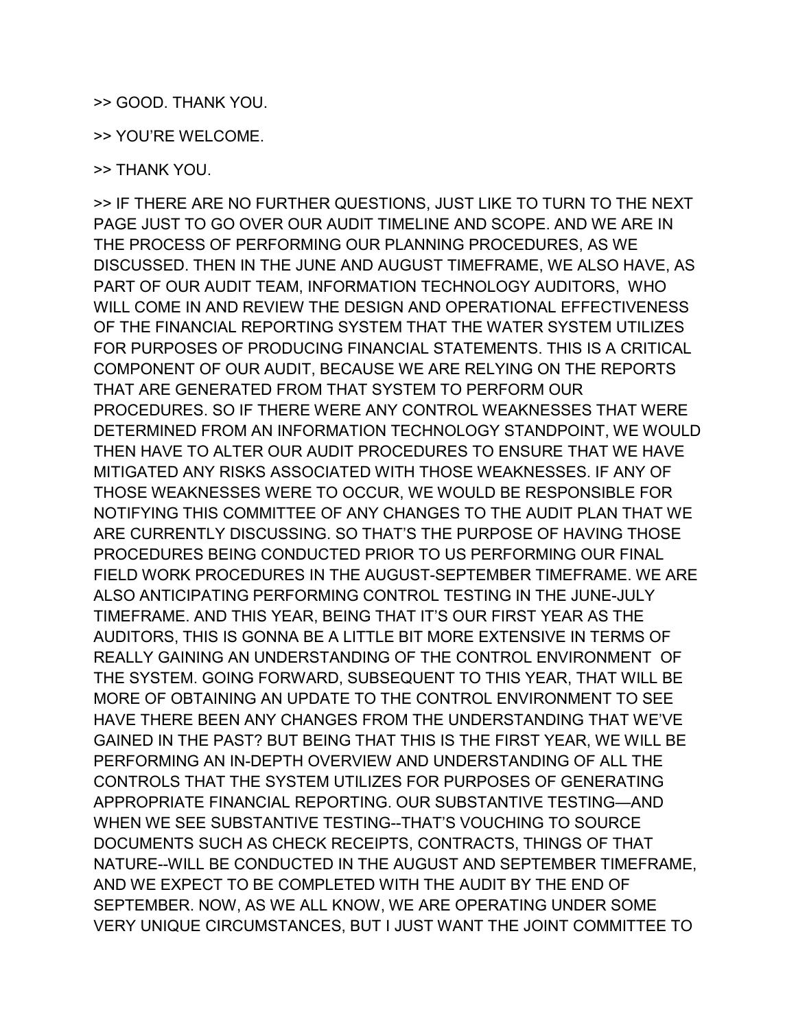>> GOOD. THANK YOU.

>> YOU'RE WELCOME.

>> THANK YOU.

>> IF THERE ARE NO FURTHER QUESTIONS, JUST LIKE TO TURN TO THE NEXT PAGE JUST TO GO OVER OUR AUDIT TIMELINE AND SCOPE. AND WE ARE IN THE PROCESS OF PERFORMING OUR PLANNING PROCEDURES, AS WE DISCUSSED. THEN IN THE JUNE AND AUGUST TIMEFRAME, WE ALSO HAVE, AS PART OF OUR AUDIT TEAM, INFORMATION TECHNOLOGY AUDITORS, WHO WILL COME IN AND REVIEW THE DESIGN AND OPERATIONAL EFFECTIVENESS OF THE FINANCIAL REPORTING SYSTEM THAT THE WATER SYSTEM UTILIZES FOR PURPOSES OF PRODUCING FINANCIAL STATEMENTS. THIS IS A CRITICAL COMPONENT OF OUR AUDIT, BECAUSE WE ARE RELYING ON THE REPORTS THAT ARE GENERATED FROM THAT SYSTEM TO PERFORM OUR PROCEDURES. SO IF THERE WERE ANY CONTROL WEAKNESSES THAT WERE DETERMINED FROM AN INFORMATION TECHNOLOGY STANDPOINT, WE WOULD THEN HAVE TO ALTER OUR AUDIT PROCEDURES TO ENSURE THAT WE HAVE MITIGATED ANY RISKS ASSOCIATED WITH THOSE WEAKNESSES. IF ANY OF THOSE WEAKNESSES WERE TO OCCUR, WE WOULD BE RESPONSIBLE FOR NOTIFYING THIS COMMITTEE OF ANY CHANGES TO THE AUDIT PLAN THAT WE ARE CURRENTLY DISCUSSING. SO THAT'S THE PURPOSE OF HAVING THOSE PROCEDURES BEING CONDUCTED PRIOR TO US PERFORMING OUR FINAL FIELD WORK PROCEDURES IN THE AUGUST-SEPTEMBER TIMEFRAME. WE ARE ALSO ANTICIPATING PERFORMING CONTROL TESTING IN THE JUNE-JULY TIMEFRAME. AND THIS YEAR, BEING THAT IT'S OUR FIRST YEAR AS THE AUDITORS, THIS IS GONNA BE A LITTLE BIT MORE EXTENSIVE IN TERMS OF REALLY GAINING AN UNDERSTANDING OF THE CONTROL ENVIRONMENT OF THE SYSTEM. GOING FORWARD, SUBSEQUENT TO THIS YEAR, THAT WILL BE MORE OF OBTAINING AN UPDATE TO THE CONTROL ENVIRONMENT TO SEE HAVE THERE BEEN ANY CHANGES FROM THE UNDERSTANDING THAT WE'VE GAINED IN THE PAST? BUT BEING THAT THIS IS THE FIRST YEAR, WE WILL BE PERFORMING AN IN-DEPTH OVERVIEW AND UNDERSTANDING OF ALL THE CONTROLS THAT THE SYSTEM UTILIZES FOR PURPOSES OF GENERATING APPROPRIATE FINANCIAL REPORTING. OUR SUBSTANTIVE TESTING—AND WHEN WE SEE SUBSTANTIVE TESTING--THAT'S VOUCHING TO SOURCE DOCUMENTS SUCH AS CHECK RECEIPTS, CONTRACTS, THINGS OF THAT NATURE--WILL BE CONDUCTED IN THE AUGUST AND SEPTEMBER TIMEFRAME, AND WE EXPECT TO BE COMPLETED WITH THE AUDIT BY THE END OF SEPTEMBER. NOW, AS WE ALL KNOW, WE ARE OPERATING UNDER SOME VERY UNIQUE CIRCUMSTANCES, BUT I JUST WANT THE JOINT COMMITTEE TO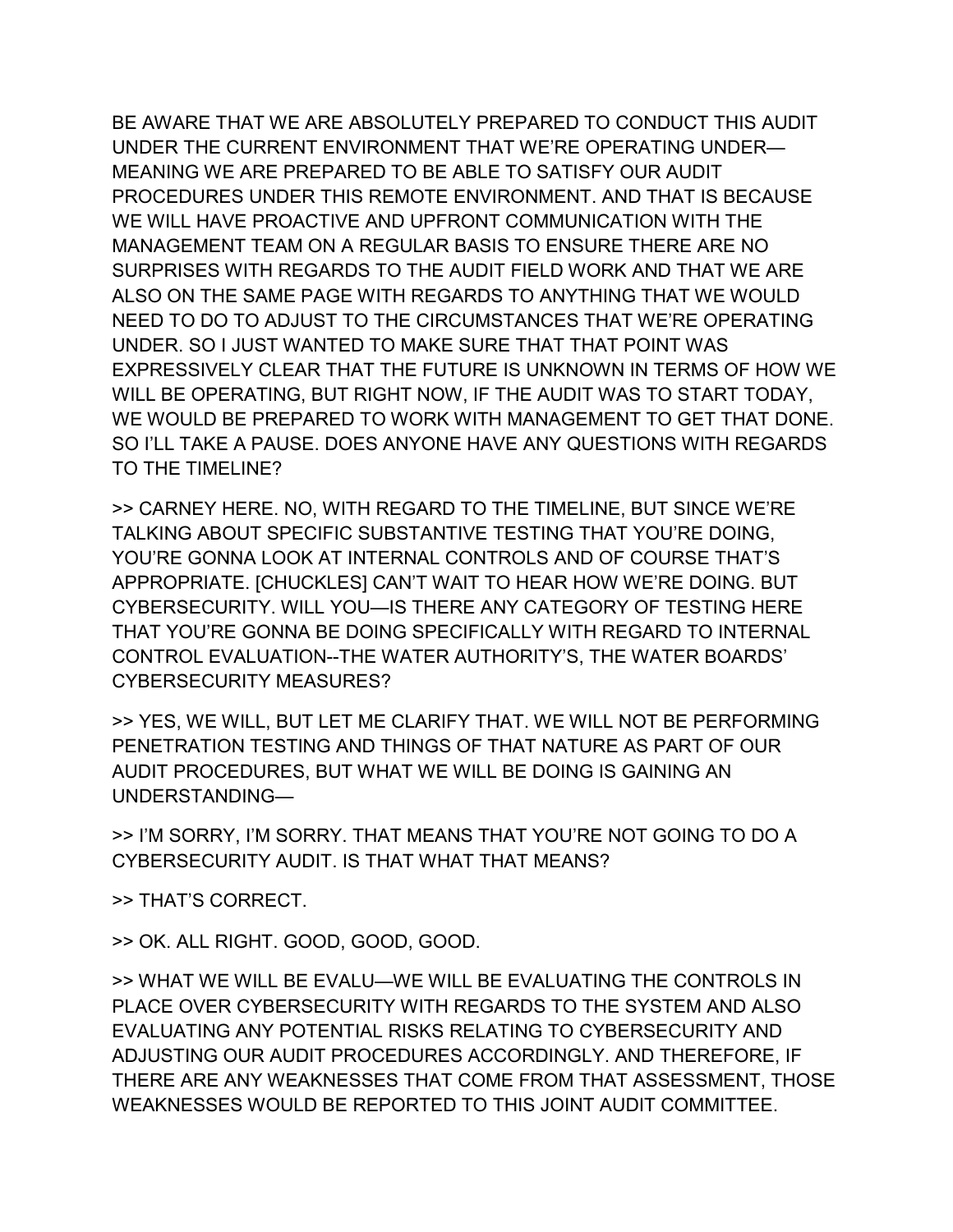BE AWARE THAT WE ARE ABSOLUTELY PREPARED TO CONDUCT THIS AUDIT UNDER THE CURRENT ENVIRONMENT THAT WE'RE OPERATING UNDER—MEANING WE ARE PREPARED TO BE ABLE TO SATISFY OUR AUDIT PROCEDURES UNDER THIS REMOTE ENVIRONMENT. AND THAT IS BECAUSE WE WILL HAVE PROACTIVE AND UPFRONT COMMUNICATION WITH THE MANAGEMENT TEAM ON A REGULAR BASIS TO ENSURE THERE ARE NO SURPRISES WITH REGARDS TO THE AUDIT FIELD WORK AND THAT WE ARE ALSO ON THE SAME PAGE WITH REGARDS TO ANYTHING THAT WE WOULD NEED TO DO TO ADJUST TO THE CIRCUMSTANCES THAT WE'RE OPERATING UNDER. SO I JUST WANTED TO MAKE SURE THAT THAT POINT WAS EXPRESSIVELY CLEAR THAT THE FUTURE IS UNKNOWN IN TERMS OF HOW WE WILL BE OPERATING, BUT RIGHT NOW, IF THE AUDIT WAS TO START TODAY, WE WOULD BE PREPARED TO WORK WITH MANAGEMENT TO GET THAT DONE. SO I'LL TAKE A PAUSE. DOES ANYONE HAVE ANY QUESTIONS WITH REGARDS TO THE TIMELINE?

>> CARNEY HERE. NO, WITH REGARD TO THE TIMELINE, BUT SINCE WE'RE TALKING ABOUT SPECIFIC SUBSTANTIVE TESTING THAT YOU'RE DOING, YOU'RE GONNA LOOK AT INTERNAL CONTROLS AND OF COURSE THAT'S APPROPRIATE. [CHUCKLES] CAN'T WAIT TO HEAR HOW WE'RE DOING. BUT CYBERSECURITY. WILL YOU—IS THERE ANY CATEGORY OF TESTING HERE THAT YOU'RE GONNA BE DOING SPECIFICALLY WITH REGARD TO INTERNAL CONTROL EVALUATION--THE WATER AUTHORITY'S, THE WATER BOARDS' CYBERSECURITY MEASURES?

>> YES, WE WILL, BUT LET ME CLARIFY THAT. WE WILL NOT BE PERFORMING PENETRATION TESTING AND THINGS OF THAT NATURE AS PART OF OUR AUDIT PROCEDURES, BUT WHAT WE WILL BE DOING IS GAINING AN UNDERSTANDING—

>> I'M SORRY, I'M SORRY. THAT MEANS THAT YOU'RE NOT GOING TO DO A CYBERSECURITY AUDIT. IS THAT WHAT THAT MEANS?

>> THAT'S CORRECT.

>> OK. ALL RIGHT. GOOD, GOOD, GOOD.

>> WHAT WE WILL BE EVALU—WE WILL BE EVALUATING THE CONTROLS IN PLACE OVER CYBERSECURITY WITH REGARDS TO THE SYSTEM AND ALSO EVALUATING ANY POTENTIAL RISKS RELATING TO CYBERSECURITY AND ADJUSTING OUR AUDIT PROCEDURES ACCORDINGLY. AND THEREFORE, IF THERE ARE ANY WEAKNESSES THAT COME FROM THAT ASSESSMENT, THOSE WEAKNESSES WOULD BE REPORTED TO THIS JOINT AUDIT COMMITTEE.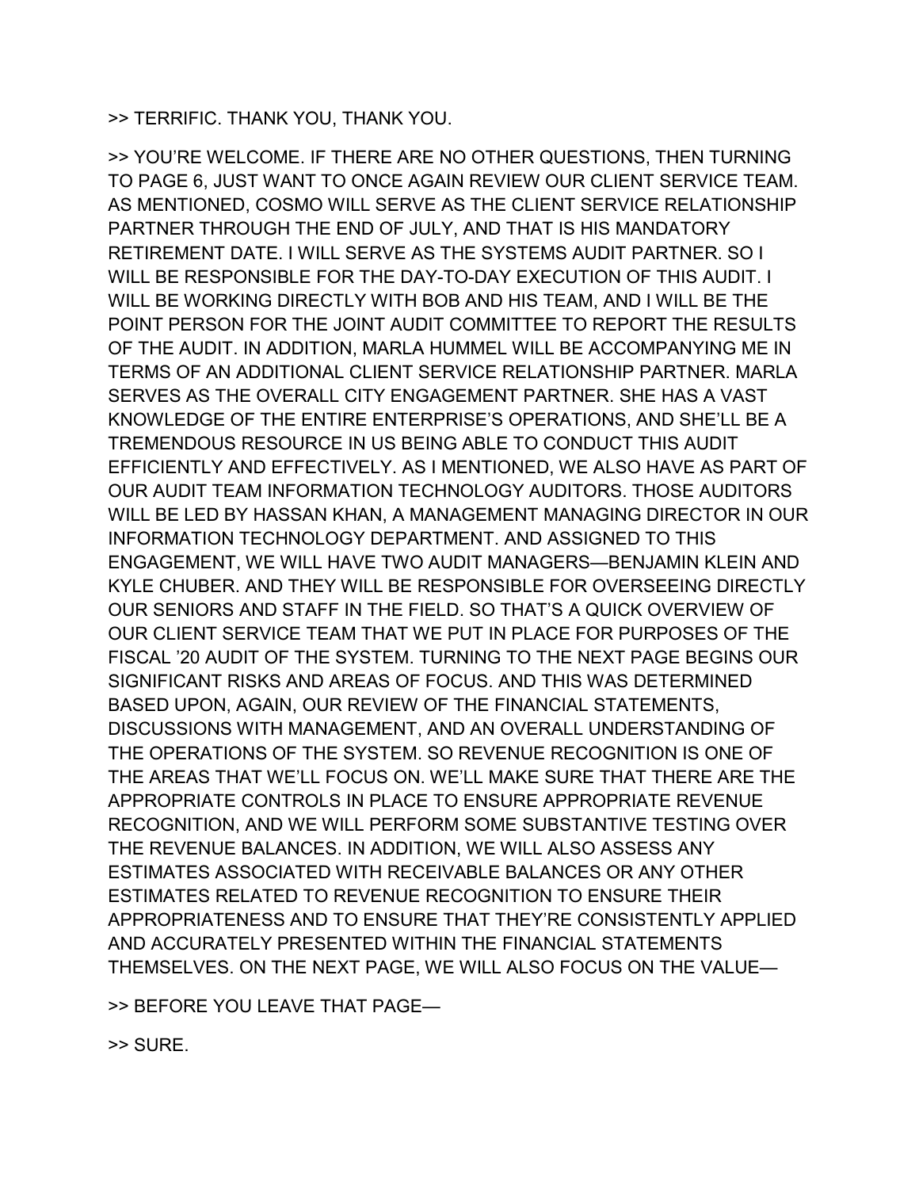>> TERRIFIC. THANK YOU, THANK YOU.

>> YOU'RE WELCOME. IF THERE ARE NO OTHER QUESTIONS, THEN TURNING TO PAGE 6, JUST WANT TO ONCE AGAIN REVIEW OUR CLIENT SERVICE TEAM. AS MENTIONED, COSMO WILL SERVE AS THE CLIENT SERVICE RELATIONSHIP PARTNER THROUGH THE END OF JULY, AND THAT IS HIS MANDATORY RETIREMENT DATE. I WILL SERVE AS THE SYSTEMS AUDIT PARTNER. SO I WILL BE RESPONSIBLE FOR THE DAY-TO-DAY EXECUTION OF THIS AUDIT. I WILL BE WORKING DIRECTLY WITH BOB AND HIS TEAM, AND I WILL BE THE POINT PERSON FOR THE JOINT AUDIT COMMITTEE TO REPORT THE RESULTS OF THE AUDIT. IN ADDITION, MARLA HUMMEL WILL BE ACCOMPANYING ME IN TERMS OF AN ADDITIONAL CLIENT SERVICE RELATIONSHIP PARTNER. MARLA SERVES AS THE OVERALL CITY ENGAGEMENT PARTNER. SHE HAS A VAST KNOWLEDGE OF THE ENTIRE ENTERPRISE'S OPERATIONS, AND SHE'LL BE A TREMENDOUS RESOURCE IN US BEING ABLE TO CONDUCT THIS AUDIT EFFICIENTLY AND EFFECTIVELY. AS I MENTIONED, WE ALSO HAVE AS PART OF OUR AUDIT TEAM INFORMATION TECHNOLOGY AUDITORS. THOSE AUDITORS WILL BE LED BY HASSAN KHAN, A MANAGEMENT MANAGING DIRECTOR IN OUR INFORMATION TECHNOLOGY DEPARTMENT. AND ASSIGNED TO THIS ENGAGEMENT, WE WILL HAVE TWO AUDIT MANAGERS—BENJAMIN KLEIN AND KYLE CHUBER. AND THEY WILL BE RESPONSIBLE FOR OVERSEEING DIRECTLY OUR SENIORS AND STAFF IN THE FIELD. SO THAT'S A QUICK OVERVIEW OF OUR CLIENT SERVICE TEAM THAT WE PUT IN PLACE FOR PURPOSES OF THE FISCAL '20 AUDIT OF THE SYSTEM. TURNING TO THE NEXT PAGE BEGINS OUR SIGNIFICANT RISKS AND AREAS OF FOCUS. AND THIS WAS DETERMINED BASED UPON, AGAIN, OUR REVIEW OF THE FINANCIAL STATEMENTS, DISCUSSIONS WITH MANAGEMENT, AND AN OVERALL UNDERSTANDING OF THE OPERATIONS OF THE SYSTEM. SO REVENUE RECOGNITION IS ONE OF THE AREAS THAT WE'LL FOCUS ON. WE'LL MAKE SURE THAT THERE ARE THE APPROPRIATE CONTROLS IN PLACE TO ENSURE APPROPRIATE REVENUE RECOGNITION, AND WE WILL PERFORM SOME SUBSTANTIVE TESTING OVER THE REVENUE BALANCES. IN ADDITION, WE WILL ALSO ASSESS ANY ESTIMATES ASSOCIATED WITH RECEIVABLE BALANCES OR ANY OTHER ESTIMATES RELATED TO REVENUE RECOGNITION TO ENSURE THEIR APPROPRIATENESS AND TO ENSURE THAT THEY'RE CONSISTENTLY APPLIED AND ACCURATELY PRESENTED WITHIN THE FINANCIAL STATEMENTS THEMSELVES. ON THE NEXT PAGE, WE WILL ALSO FOCUS ON THE VALUE—

>> BEFORE YOU LEAVE THAT PAGE—

>> SURE.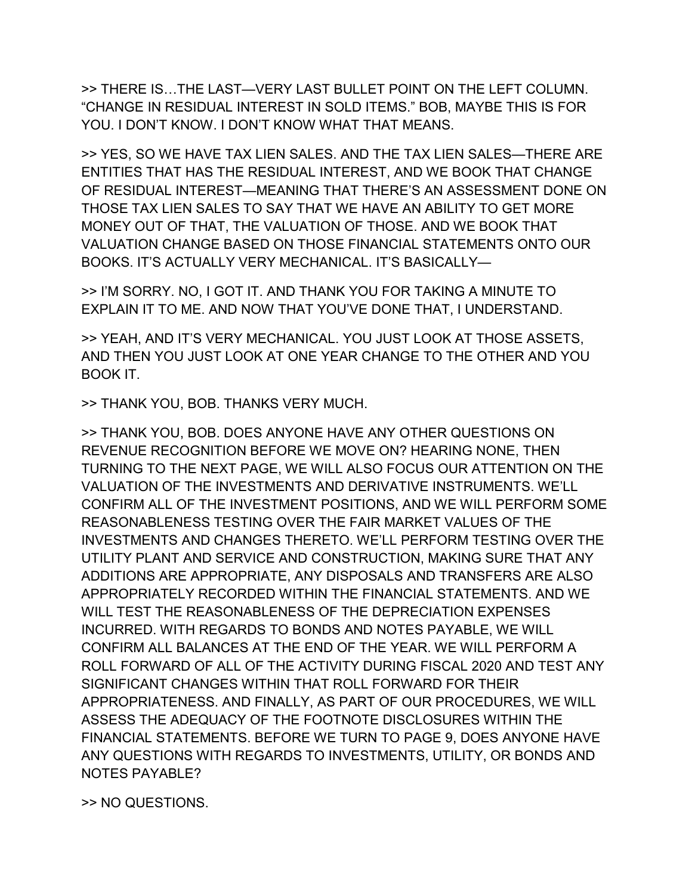>> THERE IS…THE LAST—VERY LAST BULLET POINT ON THE LEFT COLUMN. “CHANGE IN RESIDUAL INTEREST IN SOLD ITEMS.” BOB, MAYBE THIS IS FOR YOU. I DON’T KNOW. I DON’T KNOW WHAT THAT MEANS.

>> YES, SO WE HAVE TAX LIEN SALES. AND THE TAX LIEN SALES—THERE ARE ENTITIES THAT HAS THE RESIDUAL INTEREST, AND WE BOOK THAT CHANGE OF RESIDUAL INTEREST—MEANING THAT THERE’S AN ASSESSMENT DONE ON THOSE TAX LIEN SALES TO SAY THAT WE HAVE AN ABILITY TO GET MORE MONEY OUT OF THAT, THE VALUATION OF THOSE. AND WE BOOK THAT VALUATION CHANGE BASED ON THOSE FINANCIAL STATEMENTS ONTO OUR BOOKS. IT’S ACTUALLY VERY MECHANICAL. IT’S BASICALLY—

>> I’M SORRY. NO, I GOT IT. AND THANK YOU FOR TAKING A MINUTE TO EXPLAIN IT TO ME. AND NOW THAT YOU’VE DONE THAT, I UNDERSTAND.

>> YEAH, AND IT’S VERY MECHANICAL. YOU JUST LOOK AT THOSE ASSETS, AND THEN YOU JUST LOOK AT ONE YEAR CHANGE TO THE OTHER AND YOU BOOK IT.

>> THANK YOU, BOB. THANKS VERY MUCH.

>> THANK YOU, BOB. DOES ANYONE HAVE ANY OTHER QUESTIONS ON REVENUE RECOGNITION BEFORE WE MOVE ON? HEARING NONE, THEN TURNING TO THE NEXT PAGE, WE WILL ALSO FOCUS OUR ATTENTION ON THE VALUATION OF THE INVESTMENTS AND DERIVATIVE INSTRUMENTS. WE’LL CONFIRM ALL OF THE INVESTMENT POSITIONS, AND WE WILL PERFORM SOME REASONABLENESS TESTING OVER THE FAIR MARKET VALUES OF THE INVESTMENTS AND CHANGES THERETO. WE’LL PERFORM TESTING OVER THE UTILITY PLANT AND SERVICE AND CONSTRUCTION, MAKING SURE THAT ANY ADDITIONS ARE APPROPRIATE, ANY DISPOSALS AND TRANSFERS ARE ALSO APPROPRIATELY RECORDED WITHIN THE FINANCIAL STATEMENTS. AND WE WILL TEST THE REASONABLENESS OF THE DEPRECIATION EXPENSES INCURRED. WITH REGARDS TO BONDS AND NOTES PAYABLE, WE WILL CONFIRM ALL BALANCES AT THE END OF THE YEAR. WE WILL PERFORM A ROLL FORWARD OF ALL OF THE ACTIVITY DURING FISCAL 2020 AND TEST ANY SIGNIFICANT CHANGES WITHIN THAT ROLL FORWARD FOR THEIR APPROPRIATENESS. AND FINALLY, AS PART OF OUR PROCEDURES, WE WILL ASSESS THE ADEQUACY OF THE FOOTNOTE DISCLOSURES WITHIN THE FINANCIAL STATEMENTS. BEFORE WE TURN TO PAGE 9, DOES ANYONE HAVE ANY QUESTIONS WITH REGARDS TO INVESTMENTS, UTILITY, OR BONDS AND NOTES PAYABLE?

>> NO QUESTIONS.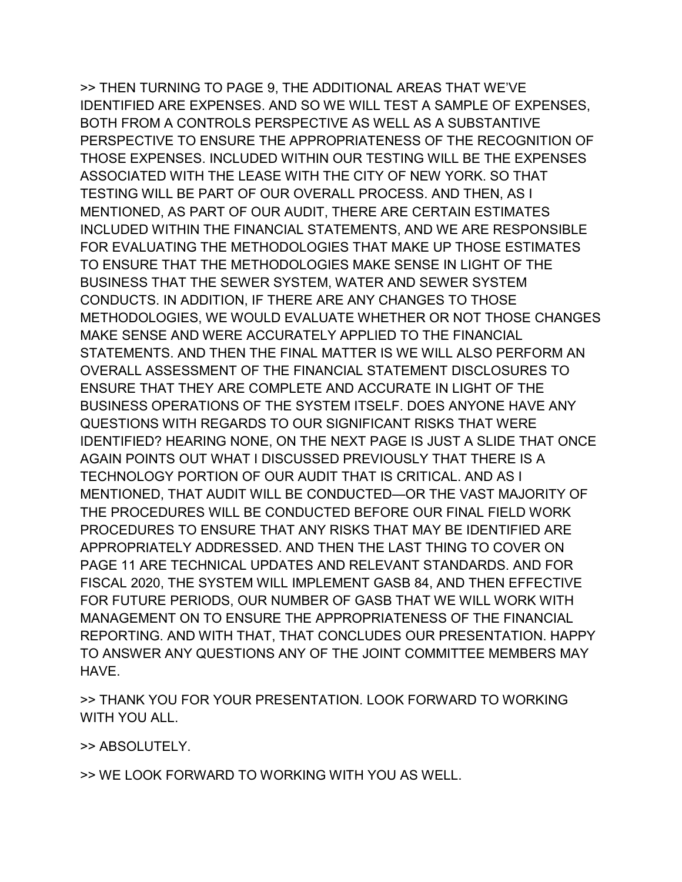>> THEN TURNING TO PAGE 9, THE ADDITIONAL AREAS THAT WE'VE IDENTIFIED ARE EXPENSES. AND SO WE WILL TEST A SAMPLE OF EXPENSES, BOTH FROM A CONTROLS PERSPECTIVE AS WELL AS A SUBSTANTIVE PERSPECTIVE TO ENSURE THE APPROPRIATENESS OF THE RECOGNITION OF THOSE EXPENSES. INCLUDED WITHIN OUR TESTING WILL BE THE EXPENSES ASSOCIATED WITH THE LEASE WITH THE CITY OF NEW YORK. SO THAT TESTING WILL BE PART OF OUR OVERALL PROCESS. AND THEN, AS I MENTIONED, AS PART OF OUR AUDIT, THERE ARE CERTAIN ESTIMATES INCLUDED WITHIN THE FINANCIAL STATEMENTS, AND WE ARE RESPONSIBLE FOR EVALUATING THE METHODOLOGIES THAT MAKE UP THOSE ESTIMATES TO ENSURE THAT THE METHODOLOGIES MAKE SENSE IN LIGHT OF THE BUSINESS THAT THE SEWER SYSTEM, WATER AND SEWER SYSTEM CONDUCTS. IN ADDITION, IF THERE ARE ANY CHANGES TO THOSE METHODOLOGIES, WE WOULD EVALUATE WHETHER OR NOT THOSE CHANGES MAKE SENSE AND WERE ACCURATELY APPLIED TO THE FINANCIAL STATEMENTS. AND THEN THE FINAL MATTER IS WE WILL ALSO PERFORM AN OVERALL ASSESSMENT OF THE FINANCIAL STATEMENT DISCLOSURES TO ENSURE THAT THEY ARE COMPLETE AND ACCURATE IN LIGHT OF THE BUSINESS OPERATIONS OF THE SYSTEM ITSELF. DOES ANYONE HAVE ANY QUESTIONS WITH REGARDS TO OUR SIGNIFICANT RISKS THAT WERE IDENTIFIED? HEARING NONE, ON THE NEXT PAGE IS JUST A SLIDE THAT ONCE AGAIN POINTS OUT WHAT I DISCUSSED PREVIOUSLY THAT THERE IS A TECHNOLOGY PORTION OF OUR AUDIT THAT IS CRITICAL. AND AS I MENTIONED, THAT AUDIT WILL BE CONDUCTED—OR THE VAST MAJORITY OF THE PROCEDURES WILL BE CONDUCTED BEFORE OUR FINAL FIELD WORK PROCEDURES TO ENSURE THAT ANY RISKS THAT MAY BE IDENTIFIED ARE APPROPRIATELY ADDRESSED. AND THEN THE LAST THING TO COVER ON PAGE 11 ARE TECHNICAL UPDATES AND RELEVANT STANDARDS. AND FOR FISCAL 2020, THE SYSTEM WILL IMPLEMENT GASB 84, AND THEN EFFECTIVE FOR FUTURE PERIODS, OUR NUMBER OF GASB THAT WE WILL WORK WITH MANAGEMENT ON TO ENSURE THE APPROPRIATENESS OF THE FINANCIAL REPORTING. AND WITH THAT, THAT CONCLUDES OUR PRESENTATION. HAPPY TO ANSWER ANY QUESTIONS ANY OF THE JOINT COMMITTEE MEMBERS MAY HAVE.

>> THANK YOU FOR YOUR PRESENTATION. LOOK FORWARD TO WORKING WITH YOU ALL.

>> ABSOLUTELY.

>> WE LOOK FORWARD TO WORKING WITH YOU AS WELL.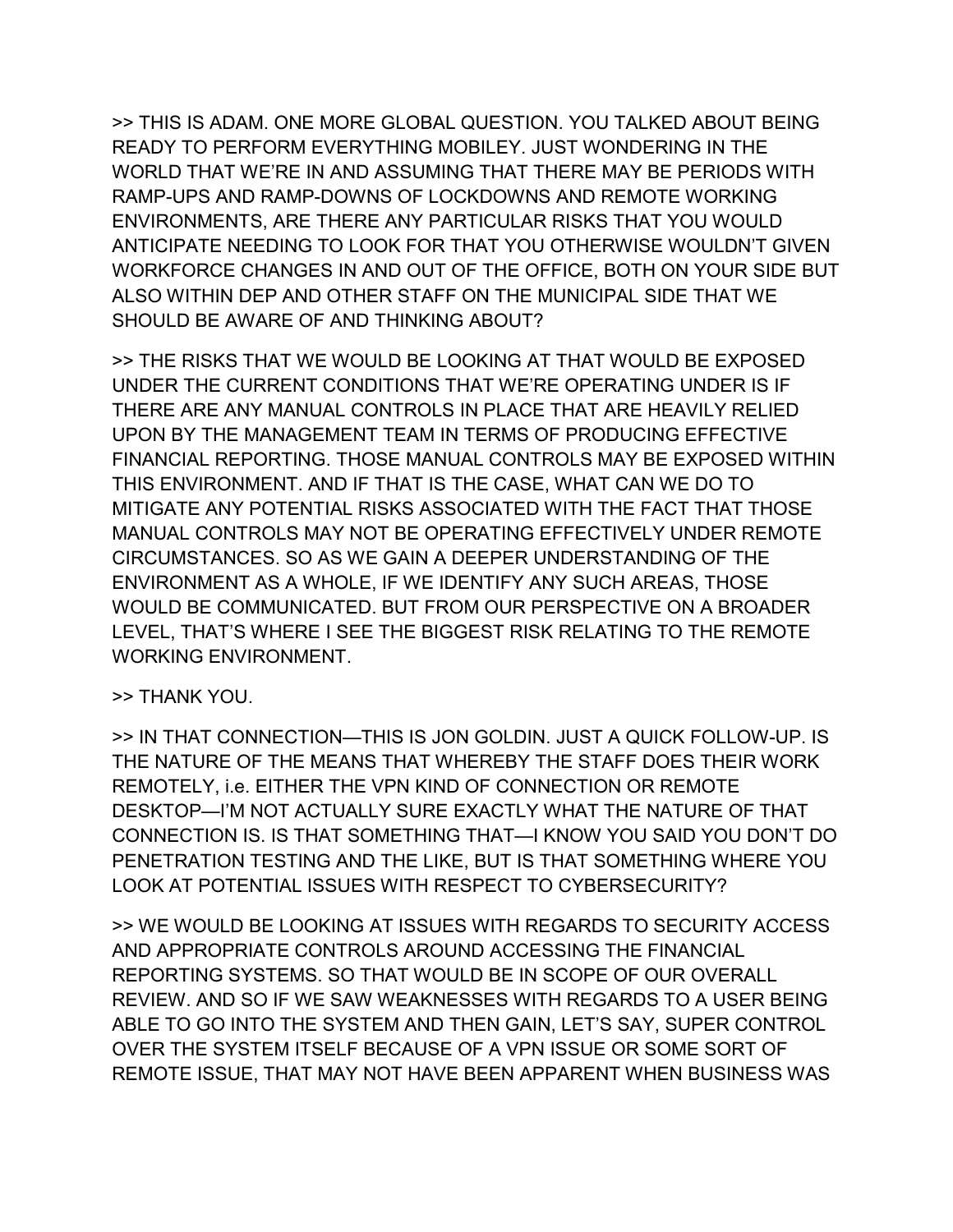>> THIS IS ADAM. ONE MORE GLOBAL QUESTION. YOU TALKED ABOUT BEING READY TO PERFORM EVERYTHING MOBILEY. JUST WONDERING IN THE WORLD THAT WE'RE IN AND ASSUMING THAT THERE MAY BE PERIODS WITH RAMP-UPS AND RAMP-DOWNS OF LOCKDOWNS AND REMOTE WORKING ENVIRONMENTS, ARE THERE ANY PARTICULAR RISKS THAT YOU WOULD ANTICIPATE NEEDING TO LOOK FOR THAT YOU OTHERWISE WOULDN'T GIVEN WORKFORCE CHANGES IN AND OUT OF THE OFFICE, BOTH ON YOUR SIDE BUT ALSO WITHIN DEP AND OTHER STAFF ON THE MUNICIPAL SIDE THAT WE SHOULD BE AWARE OF AND THINKING ABOUT?

>> THE RISKS THAT WE WOULD BE LOOKING AT THAT WOULD BE EXPOSED UNDER THE CURRENT CONDITIONS THAT WE'RE OPERATING UNDER IS IF THERE ARE ANY MANUAL CONTROLS IN PLACE THAT ARE HEAVILY RELIED UPON BY THE MANAGEMENT TEAM IN TERMS OF PRODUCING EFFECTIVE FINANCIAL REPORTING. THOSE MANUAL CONTROLS MAY BE EXPOSED WITHIN THIS ENVIRONMENT. AND IF THAT IS THE CASE, WHAT CAN WE DO TO MITIGATE ANY POTENTIAL RISKS ASSOCIATED WITH THE FACT THAT THOSE MANUAL CONTROLS MAY NOT BE OPERATING EFFECTIVELY UNDER REMOTE CIRCUMSTANCES. SO AS WE GAIN A DEEPER UNDERSTANDING OF THE ENVIRONMENT AS A WHOLE, IF WE IDENTIFY ANY SUCH AREAS, THOSE WOULD BE COMMUNICATED. BUT FROM OUR PERSPECTIVE ON A BROADER LEVEL, THAT'S WHERE I SEE THE BIGGEST RISK RELATING TO THE REMOTE WORKING ENVIRONMENT.

>> THANK YOU.

>> IN THAT CONNECTION—THIS IS JON GOLDIN. JUST A QUICK FOLLOW-UP. IS THE NATURE OF THE MEANS THAT WHEREBY THE STAFF DOES THEIR WORK REMOTELY, i.e. EITHER THE VPN KIND OF CONNECTION OR REMOTE DESKTOP—I'M NOT ACTUALLY SURE EXACTLY WHAT THE NATURE OF THAT CONNECTION IS. IS THAT SOMETHING THAT—I KNOW YOU SAID YOU DON'T DO PENETRATION TESTING AND THE LIKE, BUT IS THAT SOMETHING WHERE YOU LOOK AT POTENTIAL ISSUES WITH RESPECT TO CYBERSECURITY?

>> WE WOULD BE LOOKING AT ISSUES WITH REGARDS TO SECURITY ACCESS AND APPROPRIATE CONTROLS AROUND ACCESSING THE FINANCIAL REPORTING SYSTEMS. SO THAT WOULD BE IN SCOPE OF OUR OVERALL REVIEW. AND SO IF WE SAW WEAKNESSES WITH REGARDS TO A USER BEING ABLE TO GO INTO THE SYSTEM AND THEN GAIN, LET'S SAY, SUPER CONTROL OVER THE SYSTEM ITSELF BECAUSE OF A VPN ISSUE OR SOME SORT OF REMOTE ISSUE, THAT MAY NOT HAVE BEEN APPARENT WHEN BUSINESS WAS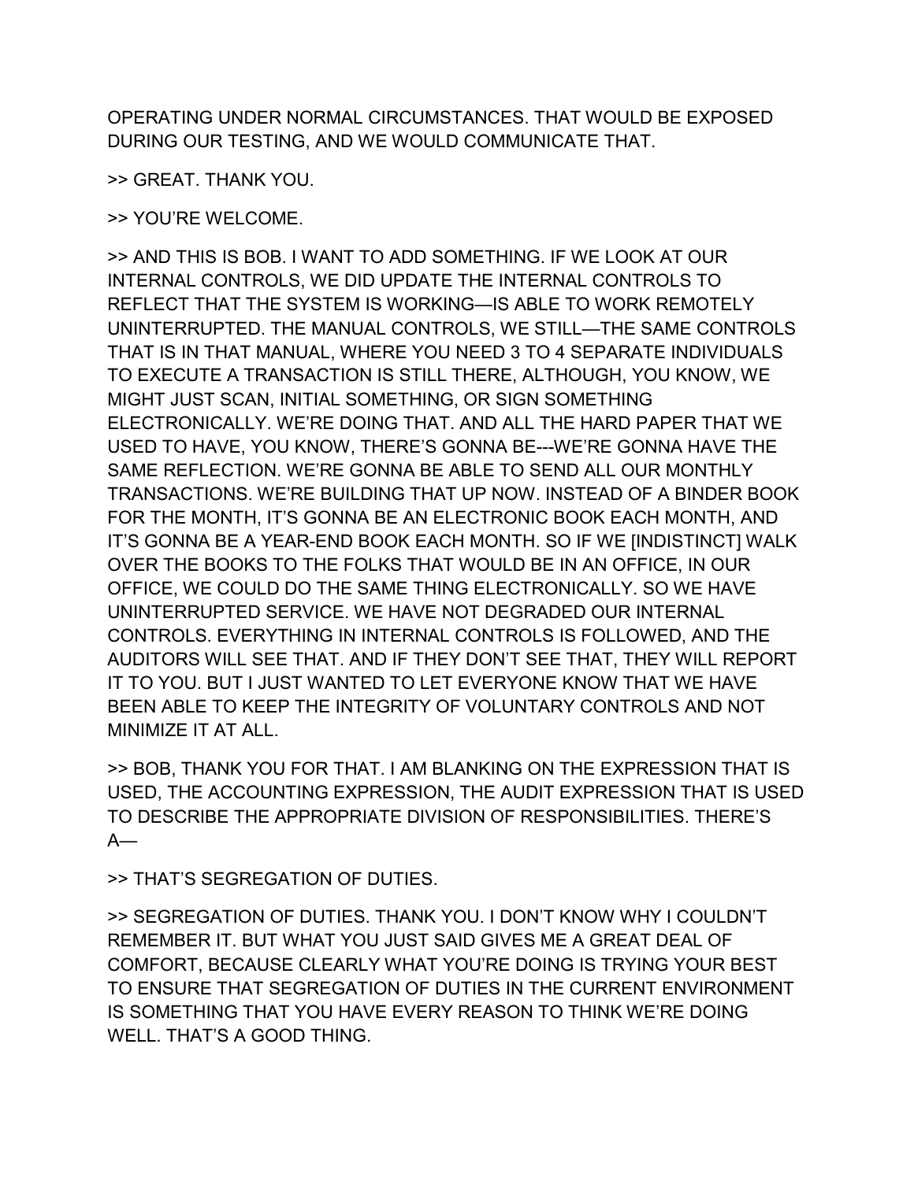OPERATING UNDER NORMAL CIRCUMSTANCES. THAT WOULD BE EXPOSED DURING OUR TESTING, AND WE WOULD COMMUNICATE THAT.

>> GREAT. THANK YOU.

>> YOU'RE WELCOME.

>> AND THIS IS BOB. I WANT TO ADD SOMETHING. IF WE LOOK AT OUR INTERNAL CONTROLS, WE DID UPDATE THE INTERNAL CONTROLS TO REFLECT THAT THE SYSTEM IS WORKING—IS ABLE TO WORK REMOTELY UNINTERRUPTED. THE MANUAL CONTROLS, WE STILL—THE SAME CONTROLS THAT IS IN THAT MANUAL, WHERE YOU NEED 3 TO 4 SEPARATE INDIVIDUALS TO EXECUTE A TRANSACTION IS STILL THERE, ALTHOUGH, YOU KNOW, WE MIGHT JUST SCAN, INITIAL SOMETHING, OR SIGN SOMETHING ELECTRONICALLY. WE'RE DOING THAT. AND ALL THE HARD PAPER THAT WE USED TO HAVE, YOU KNOW, THERE'S GONNA BE---WE'RE GONNA HAVE THE SAME REFLECTION. WE'RE GONNA BE ABLE TO SEND ALL OUR MONTHLY TRANSACTIONS. WE'RE BUILDING THAT UP NOW. INSTEAD OF A BINDER BOOK FOR THE MONTH, IT'S GONNA BE AN ELECTRONIC BOOK EACH MONTH, AND IT'S GONNA BE A YEAR-END BOOK EACH MONTH. SO IF WE [INDISTINCT] WALK OVER THE BOOKS TO THE FOLKS THAT WOULD BE IN AN OFFICE, IN OUR OFFICE, WE COULD DO THE SAME THING ELECTRONICALLY. SO WE HAVE UNINTERRUPTED SERVICE. WE HAVE NOT DEGRADED OUR INTERNAL CONTROLS. EVERYTHING IN INTERNAL CONTROLS IS FOLLOWED, AND THE AUDITORS WILL SEE THAT. AND IF THEY DON'T SEE THAT, THEY WILL REPORT IT TO YOU. BUT I JUST WANTED TO LET EVERYONE KNOW THAT WE HAVE BEEN ABLE TO KEEP THE INTEGRITY OF VOLUNTARY CONTROLS AND NOT MINIMIZE IT AT ALL.

>> BOB, THANK YOU FOR THAT. I AM BLANKING ON THE EXPRESSION THAT IS USED, THE ACCOUNTING EXPRESSION, THE AUDIT EXPRESSION THAT IS USED TO DESCRIBE THE APPROPRIATE DIVISION OF RESPONSIBILITIES. THERE'S A—

>> THAT'S SEGREGATION OF DUTIES.

>> SEGREGATION OF DUTIES. THANK YOU. I DON'T KNOW WHY I COULDN'T REMEMBER IT. BUT WHAT YOU JUST SAID GIVES ME A GREAT DEAL OF COMFORT, BECAUSE CLEARLY WHAT YOU'RE DOING IS TRYING YOUR BEST TO ENSURE THAT SEGREGATION OF DUTIES IN THE CURRENT ENVIRONMENT IS SOMETHING THAT YOU HAVE EVERY REASON TO THINK WE'RE DOING WELL. THAT'S A GOOD THING.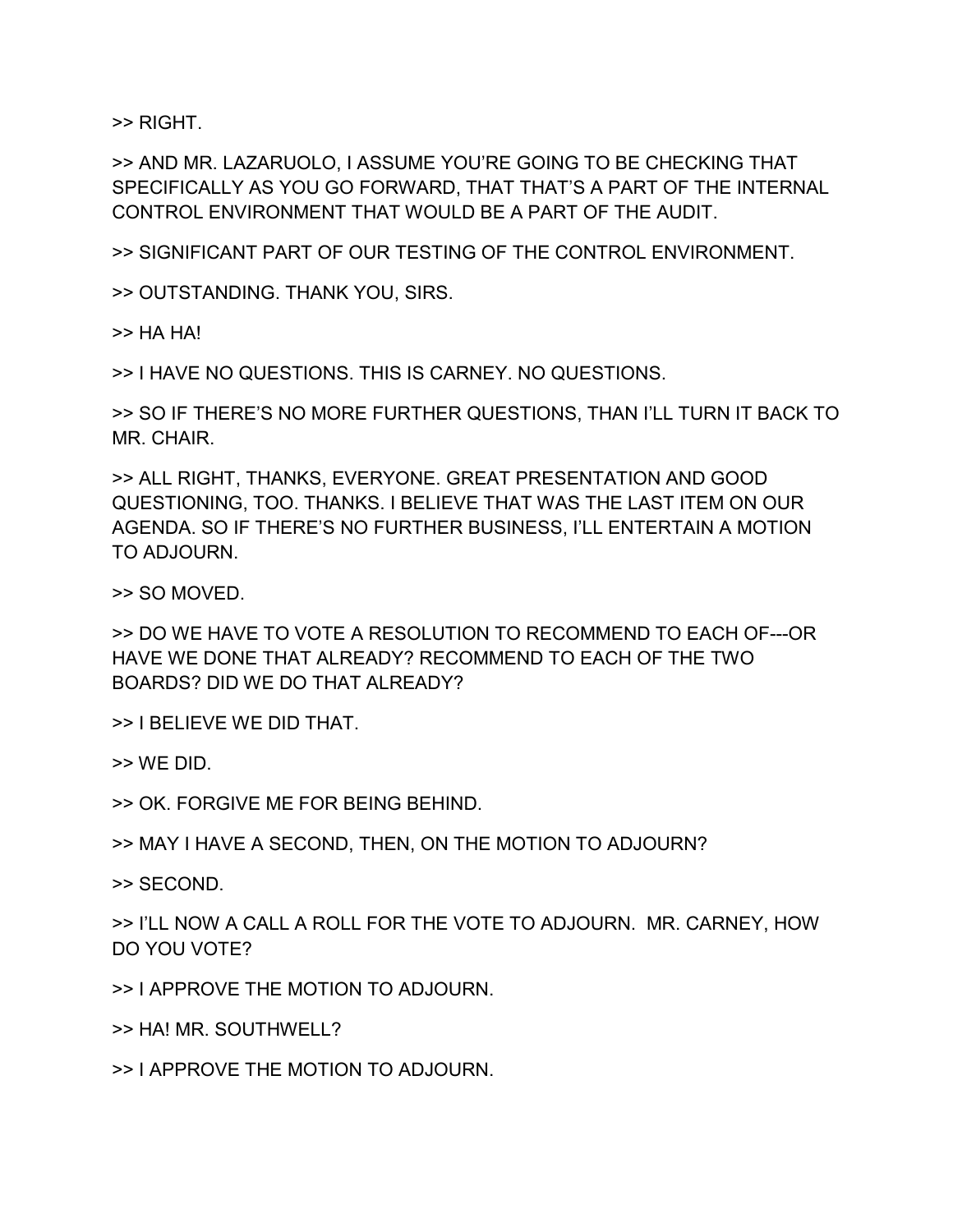>> RIGHT.

>> AND MR. LAZARUOLO, I ASSUME YOU'RE GOING TO BE CHECKING THAT SPECIFICALLY AS YOU GO FORWARD, THAT THAT'S A PART OF THE INTERNAL CONTROL ENVIRONMENT THAT WOULD BE A PART OF THE AUDIT.

>> SIGNIFICANT PART OF OUR TESTING OF THE CONTROL ENVIRONMENT.

>> OUTSTANDING. THANK YOU, SIRS.

>> HA HA!

>> I HAVE NO QUESTIONS. THIS IS CARNEY. NO QUESTIONS.

>> SO IF THERE'S NO MORE FURTHER QUESTIONS, THAN I'LL TURN IT BACK TO MR. CHAIR.

>> ALL RIGHT, THANKS, EVERYONE. GREAT PRESENTATION AND GOOD QUESTIONING, TOO. THANKS. I BELIEVE THAT WAS THE LAST ITEM ON OUR AGENDA. SO IF THERE'S NO FURTHER BUSINESS, I'LL ENTERTAIN A MOTION TO ADJOURN.

>> SO MOVED.

>> DO WE HAVE TO VOTE A RESOLUTION TO RECOMMEND TO EACH OF---OR HAVE WE DONE THAT ALREADY? RECOMMEND TO EACH OF THE TWO BOARDS? DID WE DO THAT ALREADY?

>> I BELIEVE WE DID THAT.

>> WE DID.

>> OK. FORGIVE ME FOR BEING BEHIND.

>> MAY I HAVE A SECOND, THEN, ON THE MOTION TO ADJOURN?

>> SECOND.

>> I'LL NOW A CALL A ROLL FOR THE VOTE TO ADJOURN. MR. CARNEY, HOW DO YOU VOTE?

>> I APPROVE THE MOTION TO ADJOURN.

>> HA! MR. SOUTHWELL?

>> I APPROVE THE MOTION TO ADJOURN.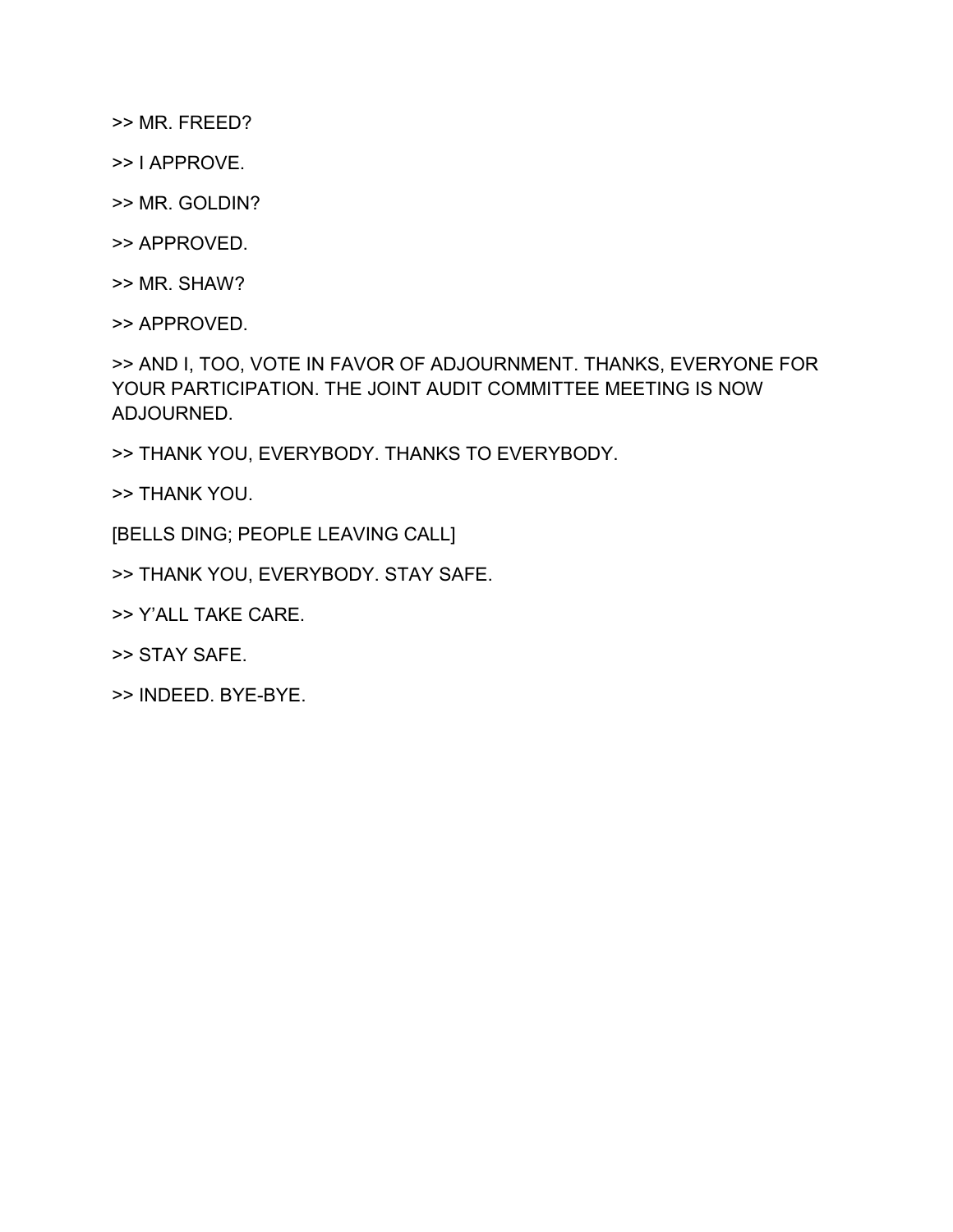>> MR. FREED?

>> I APPROVE.

>> MR. GOLDIN?

>> APPROVED.

>> MR. SHAW?

>> APPROVED.

>> AND I, TOO, VOTE IN FAVOR OF ADJOURNMENT. THANKS, EVERYONE FOR YOUR PARTICIPATION. THE JOINT AUDIT COMMITTEE MEETING IS NOW ADJOURNED.

>> THANK YOU, EVERYBODY. THANKS TO EVERYBODY.

>> THANK YOU.

[BELLS DING; PEOPLE LEAVING CALL]

>> THANK YOU, EVERYBODY. STAY SAFE.

>> Y'ALL TAKE CARE.

>> STAY SAFE.

>> INDEED. BYE-BYE.